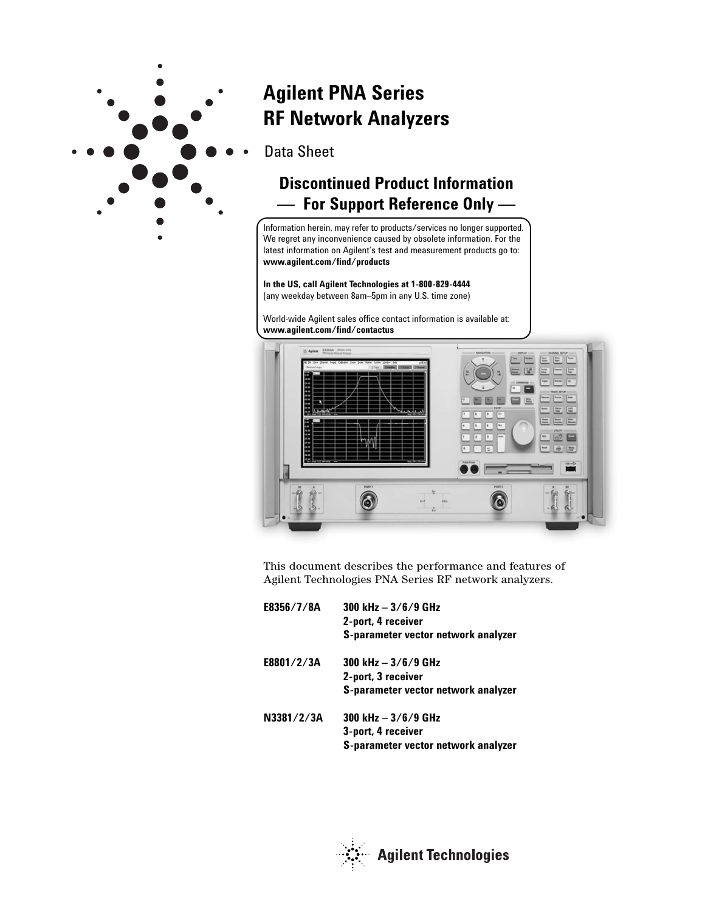# Agilent PNA Series RF Network Analyzers

Data Sheet

## Discontinued Product Information — For Support Reference Only —

Information herein, may refer to products/services no longer supported. We regret any inconvenience caused by obsolete information. For the latest information on Agilent's test and measurement products go to: **www.agilent.com/find/products**

**In the US, call Agilent Technologies at 1-800-829-4444**
(any weekday between 8am–5pm in any U.S. time zone)

World-wide Agilent sales office contact information is available at: **www.agilent.com/find/contactus**

This document describes the performance and features of Agilent Technologies PNA Series RF network analyzers.

**E8356/7/8A** **300 kHz – 3/6/9 GHz**
**2-port, 4 receiver**
**S-parameter vector network analyzer**

**E8801/2/3A** **300 kHz – 3/6/9 GHz**
**2-port, 3 receiver**
**S-parameter vector network analyzer**

**N3381/2/3A** **300 kHz – 3/6/9 GHz**
**3-port, 4 receiver**
**S-parameter vector network analyzer**

**Agilent Technologies**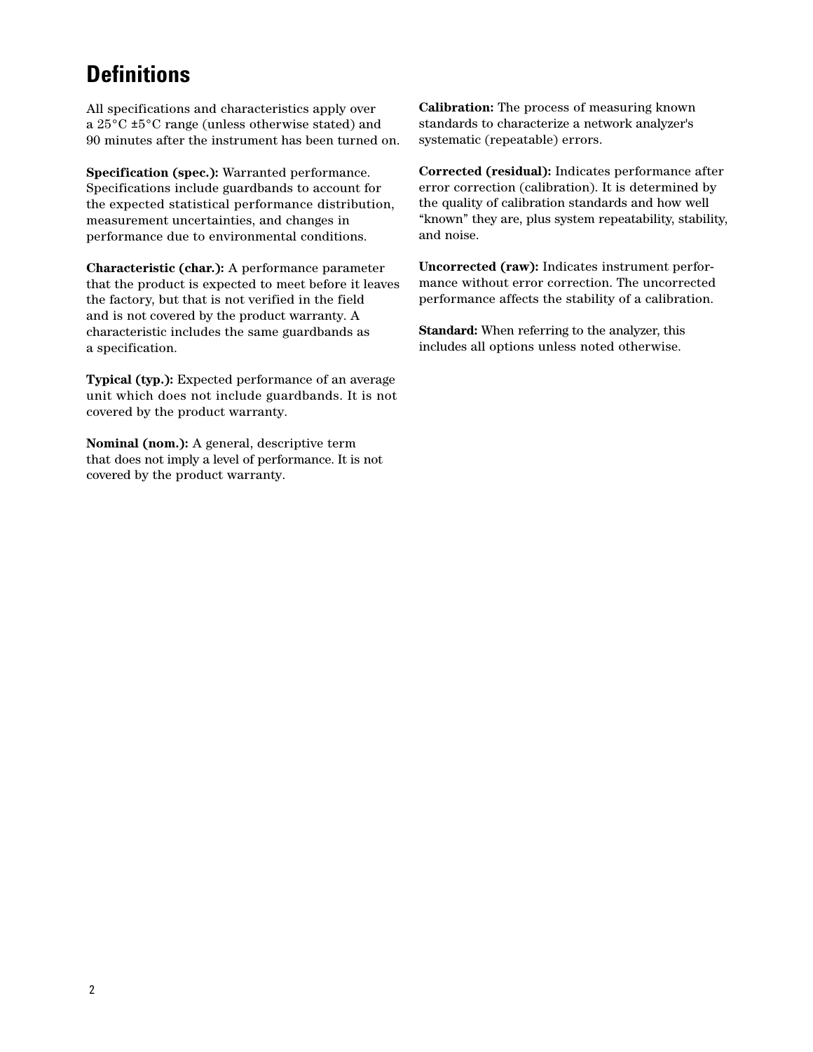# Definitions

All specifications and characteristics apply over a 25°C ±5°C range (unless otherwise stated) and 90 minutes after the instrument has been turned on.

**Specification (spec.):** Warranted performance. Specifications include guardbands to account for the expected statistical performance distribution, measurement uncertainties, and changes in performance due to environmental conditions.

**Characteristic (char.):** A performance parameter that the product is expected to meet before it leaves the factory, but that is not verified in the field and is not covered by the product warranty. A characteristic includes the same guardbands as a specification.

**Typical (typ.):** Expected performance of an average unit which does not include guardbands. It is not covered by the product warranty.

**Nominal (nom.):** A general, descriptive term that does not imply a level of performance. It is not covered by the product warranty.

**Calibration:** The process of measuring known standards to characterize a network analyzer's systematic (repeatable) errors.

**Corrected (residual):** Indicates performance after error correction (calibration). It is determined by the quality of calibration standards and how well "known" they are, plus system repeatability, stability, and noise.

**Uncorrected (raw):** Indicates instrument performance without error correction. The uncorrected performance affects the stability of a calibration.

**Standard:** When referring to the analyzer, this includes all options unless noted otherwise.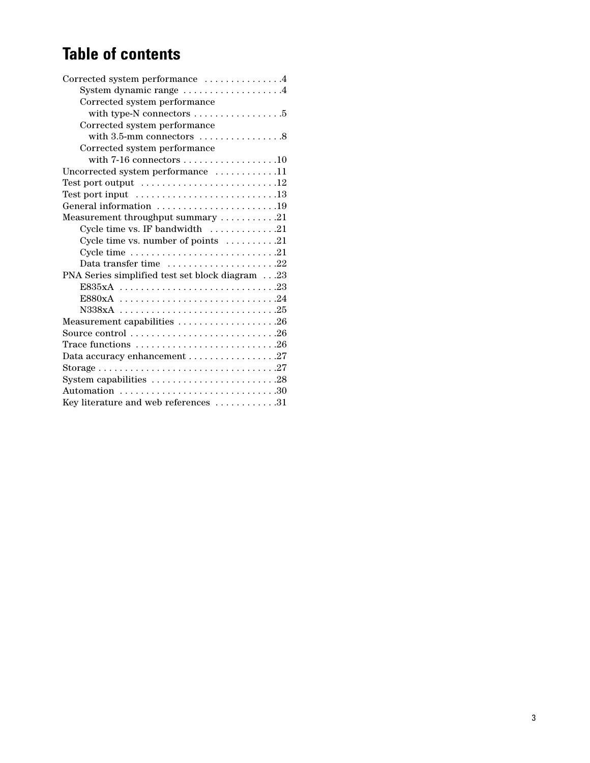# Table of contents

Corrected system performance . . . . . . . . . . . . . . .4
- System dynamic range . . . . . . . . . . . . . . . . . . .4
- Corrected system performance with type-N connectors . . . . . . . . . . . . . . . . .5
- Corrected system performance with 3.5-mm connectors . . . . . . . . . . . . . . . .8
- Corrected system performance with 7-16 connectors . . . . . . . . . . . . . . . . . .10

Uncorrected system performance . . . . . . . . . . . .11

Test port output . . . . . . . . . . . . . . . . . . . . . . . . . .12

Test port input . . . . . . . . . . . . . . . . . . . . . . . . . . .13

General information . . . . . . . . . . . . . . . . . . . . . . .19

Measurement throughput summary . . . . . . . . . . .21
- Cycle time vs. IF bandwidth . . . . . . . . . . . . .21
- Cycle time vs. number of points . . . . . . . . . .21
- Cycle time . . . . . . . . . . . . . . . . . . . . . . . . . . . .21
- Data transfer time . . . . . . . . . . . . . . . . . . . . .22

PNA Series simplified test set block diagram . . .23
- E835xA . . . . . . . . . . . . . . . . . . . . . . . . . . . . . .23
- E880xA . . . . . . . . . . . . . . . . . . . . . . . . . . . . . .24
- N338xA . . . . . . . . . . . . . . . . . . . . . . . . . . . . . .25

Measurement capabilities . . . . . . . . . . . . . . . . . . .26

Source control . . . . . . . . . . . . . . . . . . . . . . . . . . . .26

Trace functions . . . . . . . . . . . . . . . . . . . . . . . . . . .26

Data accuracy enhancement . . . . . . . . . . . . . . . . .27

Storage . . . . . . . . . . . . . . . . . . . . . . . . . . . . . . . . . .27

System capabilities . . . . . . . . . . . . . . . . . . . . . . . .28

Automation . . . . . . . . . . . . . . . . . . . . . . . . . . . . . .30

Key literature and web references . . . . . . . . . . . .31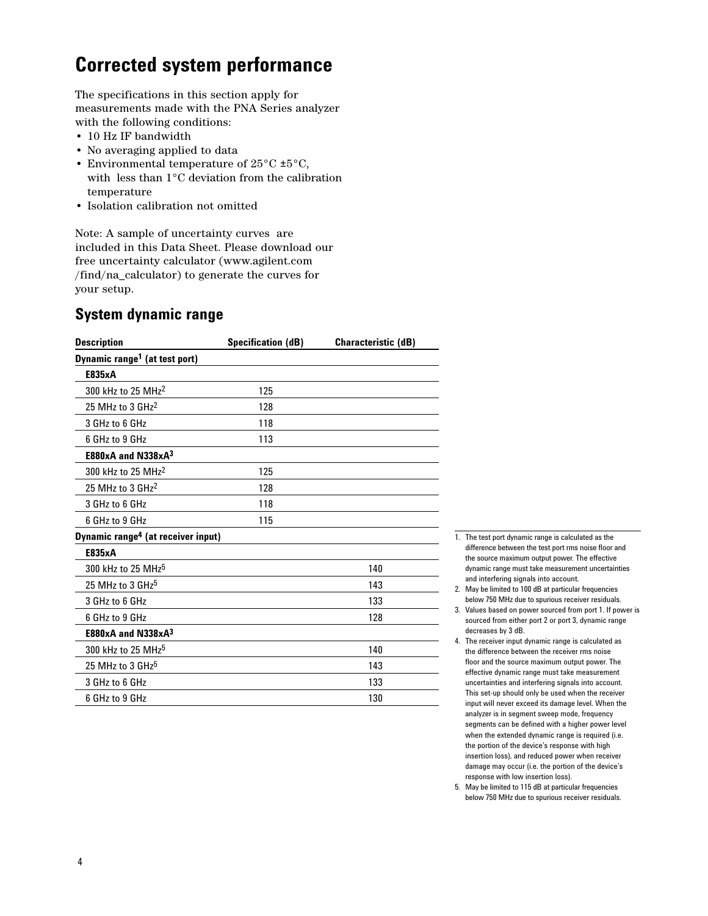# Corrected system performance

The specifications in this section apply for measurements made with the PNA Series analyzer with the following conditions:

- 10 Hz IF bandwidth
- No averaging applied to data
- Environmental temperature of 25°C ±5°C, with less than 1°C deviation from the calibration temperature
- Isolation calibration not omitted

Note: A sample of uncertainty curves are included in this Data Sheet. Please download our free uncertainty calculator (www.agilent.com /find/na_calculator) to generate the curves for your setup.

## System dynamic range

| Description | Specification (dB) | Characteristic (dB) |
|---|---|---|
| **Dynamic range[1] (at test port)** | | |
| **E835xA** | | |
| 300 kHz to 25 MHz[2] | 125 | |
| 25 MHz to 3 GHz[2] | 128 | |
| 3 GHz to 6 GHz | 118 | |
| 6 GHz to 9 GHz | 113 | |
| **E880xA and N338xA[3]** | | |
| 300 kHz to 25 MHz[2] | 125 | |
| 25 MHz to 3 GHz[2] | 128 | |
| 3 GHz to 6 GHz | 118 | |
| 6 GHz to 9 GHz | 115 | |
| **Dynamic range[4] (at receiver input)** | | |
| **E835xA** | | |
| 300 kHz to 25 MHz[5] | | 140 |
| 25 MHz to 3 GHz[5] | | 143 |
| 3 GHz to 6 GHz | | 133 |
| 6 GHz to 9 GHz | | 128 |
| **E880xA and N338xA[3]** | | |
| 300 kHz to 25 MHz[5] | | 140 |
| 25 MHz to 3 GHz[5] | | 143 |
| 3 GHz to 6 GHz | | 133 |
| 6 GHz to 9 GHz | | 130 |

1. The test port dynamic range is calculated as the difference between the test port rms noise floor and the source maximum output power. The effective dynamic range must take measurement uncertainties and interfering signals into account.
2. May be limited to 100 dB at particular frequencies below 750 MHz due to spurious receiver residuals.
3. Values based on power sourced from port 1. If power is sourced from either port 2 or port 3, dynamic range decreases by 3 dB.
4. The receiver input dynamic range is calculated as the difference between the receiver rms noise floor and the source maximum output power. The effective dynamic range must take measurement uncertainties and interfering signals into account. This set-up should only be used when the receiver input will never exceed its damage level. When the analyzer is in segment sweep mode, frequency segments can be defined with a higher power level when the extended dynamic range is required (i.e. the portion of the device's response with high insertion loss), and reduced power when receiver damage may occur (i.e. the portion of the device's response with low insertion loss).
5. May be limited to 115 dB at particular frequencies below 750 MHz due to spurious receiver residuals.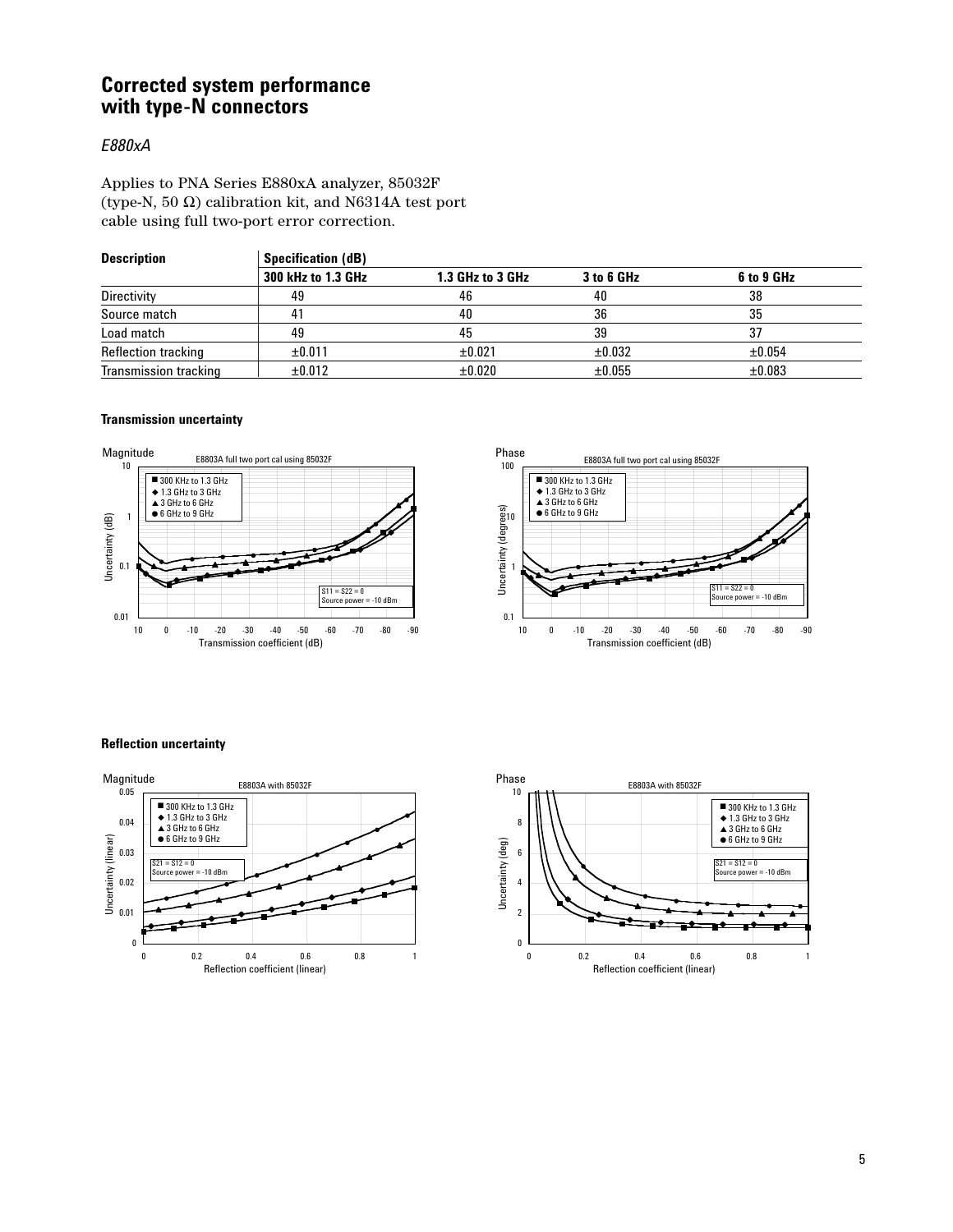# Corrected system performance with type-N connectors

*E880xA*

Applies to PNA Series E880xA analyzer, 85032F (type-N, 50 Ω) calibration kit, and N6314A test port cable using full two-port error correction.

| Description | Specification (dB) | | | |
|---|---|---|---|---|
| | 300 kHz to 1.3 GHz | 1.3 GHz to 3 GHz | 3 to 6 GHz | 6 to 9 GHz |
| Directivity | 49 | 46 | 40 | 38 |
| Source match | 41 | 40 | 36 | 35 |
| Load match | 49 | 45 | 39 | 37 |
| Reflection tracking | ±0.011 | ±0.021 | ±0.032 | ±0.054 |
| Transmission tracking | ±0.012 | ±0.020 | ±0.055 | ±0.083 |

#### Transmission uncertainty

#### Reflection uncertainty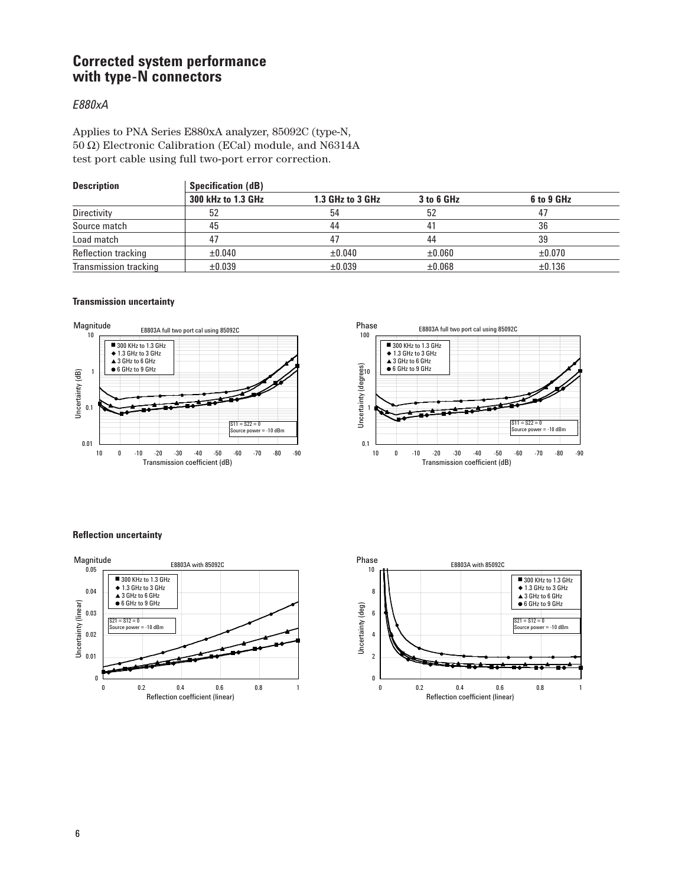# Corrected system performance with type-N connectors

*E880xA*

Applies to PNA Series E880xA analyzer, 85092C (type-N, 50 Ω) Electronic Calibration (ECal) module, and N6314A test port cable using full two-port error correction.

| Description | Specification (dB) | | | |
|---|---|---|---|---|
| | 300 kHz to 1.3 GHz | 1.3 GHz to 3 GHz | 3 to 6 GHz | 6 to 9 GHz |
| Directivity | 52 | 54 | 52 | 47 |
| Source match | 45 | 44 | 41 | 36 |
| Load match | 47 | 47 | 44 | 39 |
| Reflection tracking | ±0.040 | ±0.040 | ±0.060 | ±0.070 |
| Transmission tracking | ±0.039 | ±0.039 | ±0.068 | ±0.136 |

**Transmission uncertainty**

**Reflection uncertainty**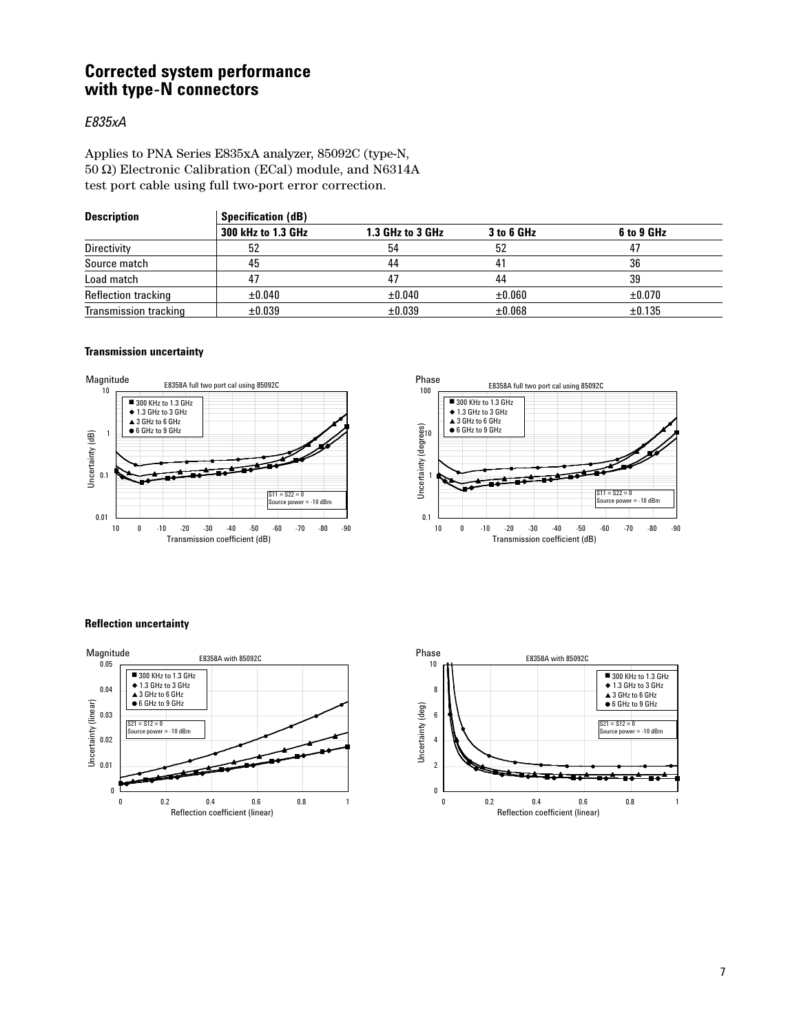# Corrected system performance with type-N connectors

*E835xA*

Applies to PNA Series E835xA analyzer, 85092C (type-N, 50 Ω) Electronic Calibration (ECal) module, and N6314A test port cable using full two-port error correction.

| Description | Specification (dB) | | | |
|---|---|---|---|---|
| | 300 kHz to 1.3 GHz | 1.3 GHz to 3 GHz | 3 to 6 GHz | 6 to 9 GHz |
| Directivity | 52 | 54 | 52 | 47 |
| Source match | 45 | 44 | 41 | 36 |
| Load match | 47 | 47 | 44 | 39 |
| Reflection tracking | ±0.040 | ±0.040 | ±0.060 | ±0.070 |
| Transmission tracking | ±0.039 | ±0.039 | ±0.068 | ±0.135 |

**Transmission uncertainty**

Magnitude — E8358A full two port cal using 85092C
Legend: 300 KHz to 1.3 GHz; 1.3 GHz to 3 GHz; 3 GHz to 6 GHz; 6 GHz to 9 GHz
S11 = S22 = 0, Source power = -10 dBm
Y-axis: Uncertainty (dB); X-axis: Transmission coefficient (dB)

Phase — E8358A full two port cal using 85092C
Legend: 300 KHz to 1.3 GHz; 1.3 GHz to 3 GHz; 3 GHz to 6 GHz; 6 GHz to 9 GHz
S11 = S22 = 0, Source power = -10 dBm
Y-axis: Uncertainty (degrees); X-axis: Transmission coefficient (dB)

**Reflection uncertainty**

Magnitude — E8358A with 85092C
Legend: 300 KHz to 1.3 GHz; 1.3 GHz to 3 GHz; 3 GHz to 6 GHz; 6 GHz to 9 GHz
S21 = S12 = 0, Source power = -10 dBm
Y-axis: Uncertainty (linear); X-axis: Reflection coefficient (linear)

Phase — E8358A with 85092C
Legend: 300 KHz to 1.3 GHz; 1.3 GHz to 3 GHz; 3 GHz to 6 GHz; 6 GHz to 9 GHz
S21 = S12 = 0, Source power = -10 dBm
Y-axis: Uncertainty (deg); X-axis: Reflection coefficient (linear)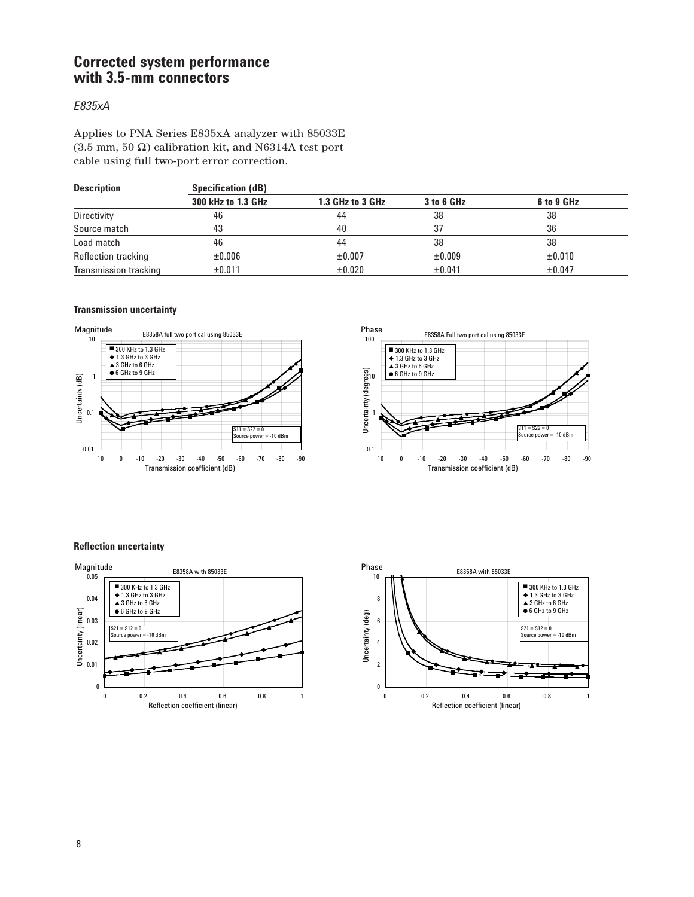# Corrected system performance with 3.5-mm connectors

*E835xA*

Applies to PNA Series E835xA analyzer with 85033E (3.5 mm, 50 Ω) calibration kit, and N6314A test port cable using full two-port error correction.

| Description | Specification (dB) | | | |
|---|---|---|---|---|
| | 300 kHz to 1.3 GHz | 1.3 GHz to 3 GHz | 3 to 6 GHz | 6 to 9 GHz |
| Directivity | 46 | 44 | 38 | 38 |
| Source match | 43 | 40 | 37 | 36 |
| Load match | 46 | 44 | 38 | 38 |
| Reflection tracking | ±0.006 | ±0.007 | ±0.009 | ±0.010 |
| Transmission tracking | ±0.011 | ±0.020 | ±0.041 | ±0.047 |

**Transmission uncertainty**

**Reflection uncertainty**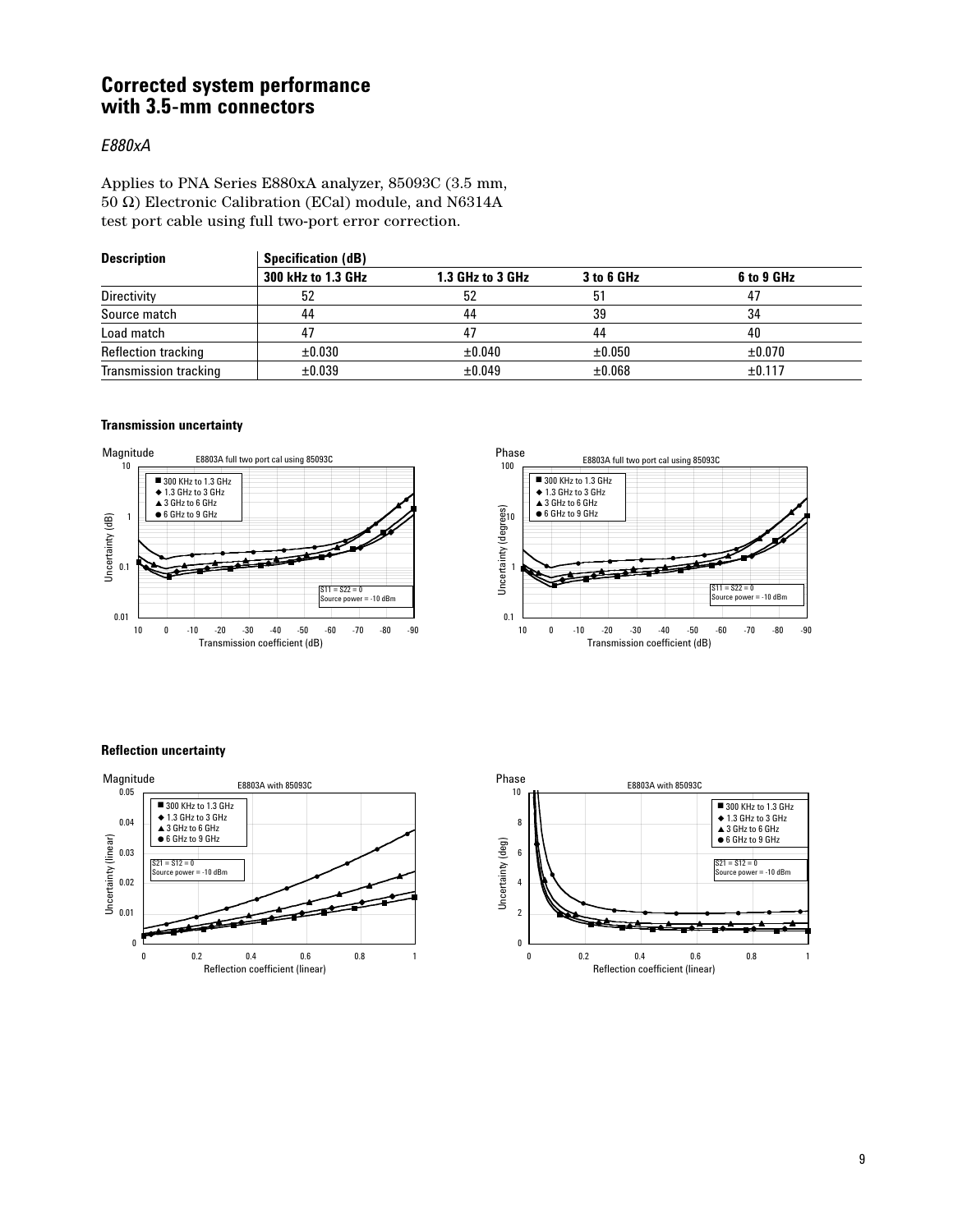# Corrected system performance with 3.5-mm connectors

*E880xA*

Applies to PNA Series E880xA analyzer, 85093C (3.5 mm, 50 Ω) Electronic Calibration (ECal) module, and N6314A test port cable using full two-port error correction.

| Description | Specification (dB) | | | |
|---|---|---|---|---|
| | 300 kHz to 1.3 GHz | 1.3 GHz to 3 GHz | 3 to 6 GHz | 6 to 9 GHz |
| Directivity | 52 | 52 | 51 | 47 |
| Source match | 44 | 44 | 39 | 34 |
| Load match | 47 | 47 | 44 | 40 |
| Reflection tracking | ±0.030 | ±0.040 | ±0.050 | ±0.070 |
| Transmission tracking | ±0.039 | ±0.049 | ±0.068 | ±0.117 |

**Transmission uncertainty**

**Reflection uncertainty**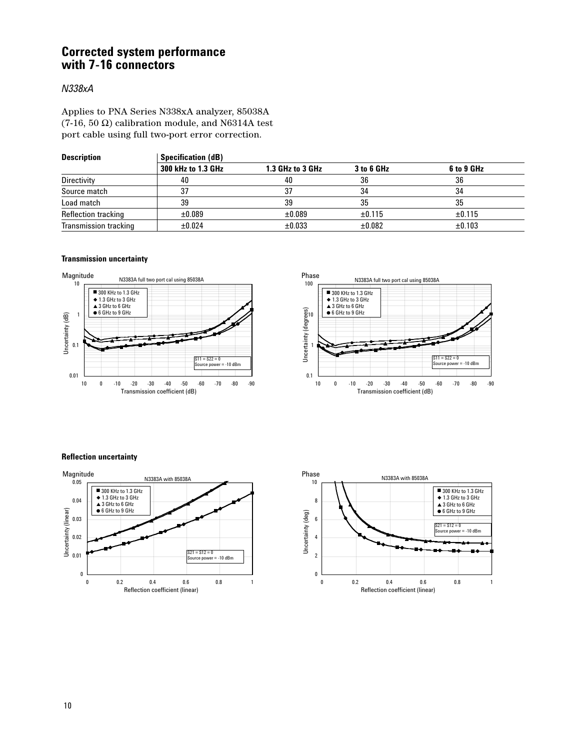# Corrected system performance with 7-16 connectors

*N338xA*

Applies to PNA Series N338xA analyzer, 85038A (7-16, 50 Ω) calibration module, and N6314A test port cable using full two-port error correction.

| Description | Specification (dB) | | | |
|---|---|---|---|---|
| | 300 kHz to 1.3 GHz | 1.3 GHz to 3 GHz | 3 to 6 GHz | 6 to 9 GHz |
| Directivity | 40 | 40 | 36 | 36 |
| Source match | 37 | 37 | 34 | 34 |
| Load match | 39 | 39 | 35 | 35 |
| Reflection tracking | ±0.089 | ±0.089 | ±0.115 | ±0.115 |
| Transmission tracking | ±0.024 | ±0.033 | ±0.082 | ±0.103 |

### Transmission uncertainty

Magnitude — N3383A full two port cal using 85038A

■ 300 KHz to 1.3 GHz
◆ 1.3 GHz to 3 GHz
▲ 3 GHz to 6 GHz
● 6 GHz to 9 GHz

S11 = S22 = 0
Source power = -10 dBm

Uncertainty (dB) vs. Transmission coefficient (dB)

Phase — N3383A full two port cal using 85038A

■ 300 KHz to 1.3 GHz
◆ 1.3 GHz to 3 GHz
▲ 3 GHz to 6 GHz
● 6 GHz to 9 GHz

S11 = S22 = 0
Source power = -10 dBm

Uncertainty (degrees) vs. Transmission coefficient (dB)

### Reflection uncertainty

Magnitude — N3383A with 85038A

■ 300 KHz to 1.3 GHz
◆ 1.3 GHz to 3 GHz
▲ 3 GHz to 6 GHz
● 6 GHz to 9 GHz

S21 = S12 = 0
Source power = -10 dBm

Uncertainty (linear) vs. Reflection coefficient (linear)

Phase — N3383A with 85038A

■ 300 KHz to 1.3 GHz
◆ 1.3 GHz to 3 GHz
▲ 3 GHz to 6 GHz
● 6 GHz to 9 GHz

S21 = S12 = 0
Source power = -10 dBm

Uncertainty (deg) vs. Reflection coefficient (linear)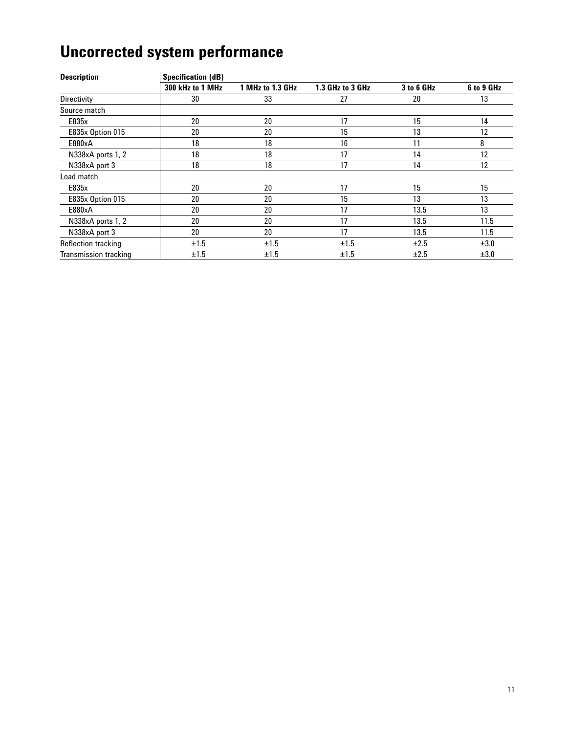# Uncorrected system performance

| Description | Specification (dB) | | | | |
|---|---|---|---|---|---|
| | 300 kHz to 1 MHz | 1 MHz to 1.3 GHz | 1.3 GHz to 3 GHz | 3 to 6 GHz | 6 to 9 GHz |
| Directivity | 30 | 33 | 27 | 20 | 13 |
| Source match | | | | | |
| E835x | 20 | 20 | 17 | 15 | 14 |
| E835x Option 015 | 20 | 20 | 15 | 13 | 12 |
| E880xA | 18 | 18 | 16 | 11 | 8 |
| N338xA ports 1, 2 | 18 | 18 | 17 | 14 | 12 |
| N338xA port 3 | 18 | 18 | 17 | 14 | 12 |
| Load match | | | | | |
| E835x | 20 | 20 | 17 | 15 | 15 |
| E835x Option 015 | 20 | 20 | 15 | 13 | 13 |
| E880xA | 20 | 20 | 17 | 13.5 | 13 |
| N338xA ports 1, 2 | 20 | 20 | 17 | 13.5 | 11.5 |
| N338xA port 3 | 20 | 20 | 17 | 13.5 | 11.5 |
| Reflection tracking | ±1.5 | ±1.5 | ±1.5 | ±2.5 | ±3.0 |
| Transmission tracking | ±1.5 | ±1.5 | ±1.5 | ±2.5 | ±3.0 |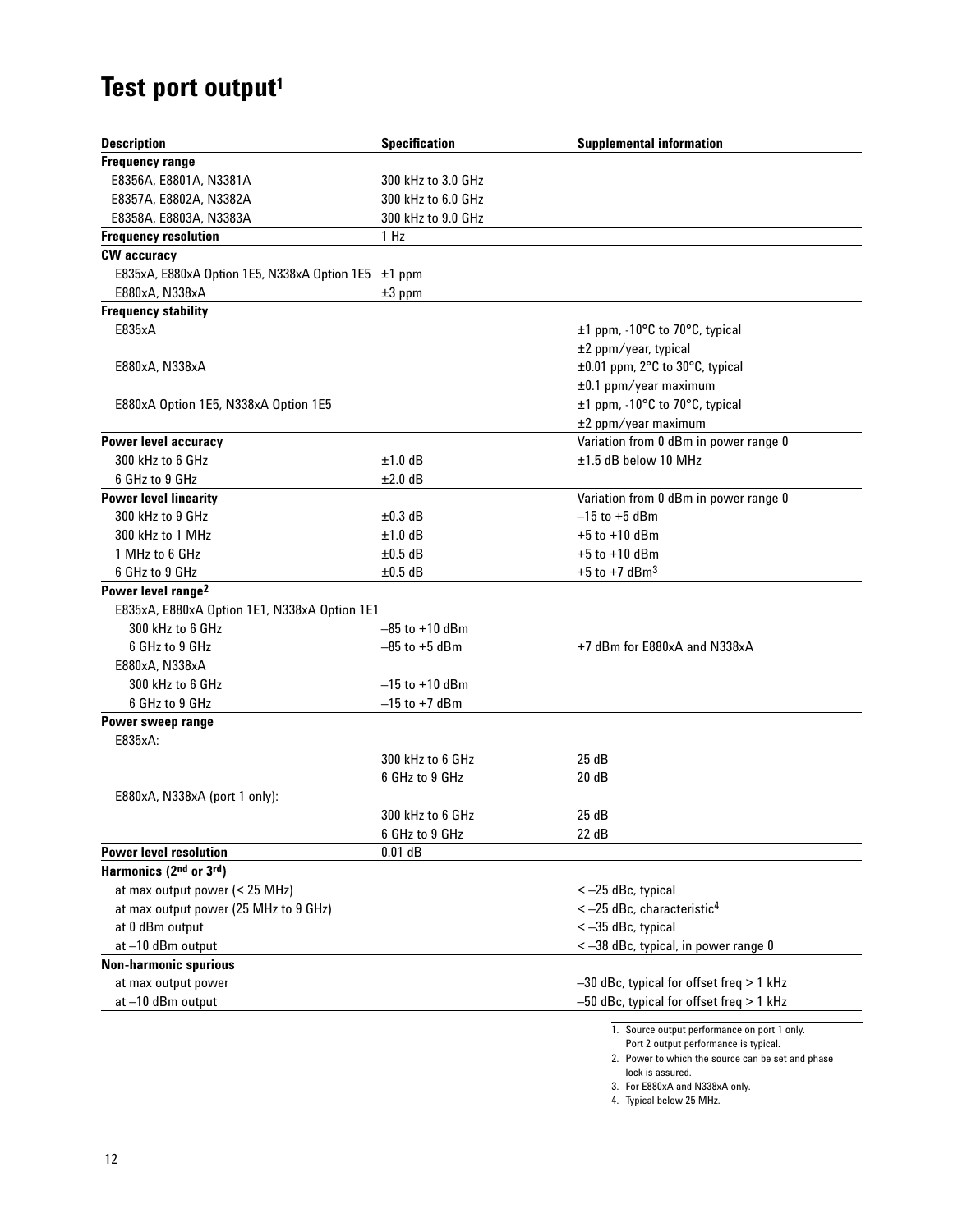# Test port output[1]

| Description | Specification | Supplemental information |
|---|---|---|
| **Frequency range** | | |
| E8356A, E8801A, N3381A | 300 kHz to 3.0 GHz | |
| E8357A, E8802A, N3382A | 300 kHz to 6.0 GHz | |
| E8358A, E8803A, N3383A | 300 kHz to 9.0 GHz | |
| **Frequency resolution** | 1 Hz | |
| **CW accuracy** | | |
| E835xA, E880xA Option 1E5, N338xA Option 1E5 | ±1 ppm | |
| E880xA, N338xA | ±3 ppm | |
| **Frequency stability** | | |
| E835xA | | ±1 ppm, -10°C to 70°C, typical |
| | | ±2 ppm/year, typical |
| E880xA, N338xA | | ±0.01 ppm, 2°C to 30°C, typical |
| | | ±0.1 ppm/year maximum |
| E880xA Option 1E5, N338xA Option 1E5 | | ±1 ppm, -10°C to 70°C, typical |
| | | ±2 ppm/year maximum |
| **Power level accuracy** | | Variation from 0 dBm in power range 0 |
| 300 kHz to 6 GHz | ±1.0 dB | ±1.5 dB below 10 MHz |
| 6 GHz to 9 GHz | ±2.0 dB | |
| **Power level linearity** | | Variation from 0 dBm in power range 0 |
| 300 kHz to 9 GHz | ±0.3 dB | –15 to +5 dBm |
| 300 kHz to 1 MHz | ±1.0 dB | +5 to +10 dBm |
| 1 MHz to 6 GHz | ±0.5 dB | +5 to +10 dBm |
| 6 GHz to 9 GHz | ±0.5 dB | +5 to +7 dBm[3] |
| **Power level range[2]** | | |
| E835xA, E880xA Option 1E1, N338xA Option 1E1 | | |
| 300 kHz to 6 GHz | –85 to +10 dBm | |
| 6 GHz to 9 GHz | –85 to +5 dBm | +7 dBm for E880xA and N338xA |
| E880xA, N338xA | | |
| 300 kHz to 6 GHz | –15 to +10 dBm | |
| 6 GHz to 9 GHz | –15 to +7 dBm | |
| **Power sweep range** | | |
| E835xA: | | |
| | 300 kHz to 6 GHz | 25 dB |
| | 6 GHz to 9 GHz | 20 dB |
| E880xA, N338xA (port 1 only): | | |
| | 300 kHz to 6 GHz | 25 dB |
| | 6 GHz to 9 GHz | 22 dB |
| **Power level resolution** | 0.01 dB | |
| **Harmonics (2nd or 3rd)** | | |
| at max output power (< 25 MHz) | | < –25 dBc, typical |
| at max output power (25 MHz to 9 GHz) | | < –25 dBc, characteristic[4] |
| at 0 dBm output | | < –35 dBc, typical |
| at –10 dBm output | | < –38 dBc, typical, in power range 0 |
| **Non-harmonic spurious** | | |
| at max output power | | –30 dBc, typical for offset freq > 1 kHz |
| at –10 dBm output | | –50 dBc, typical for offset freq > 1 kHz |

1. Source output performance on port 1 only. Port 2 output performance is typical.
2. Power to which the source can be set and phase lock is assured.
3. For E880xA and N338xA only.
4. Typical below 25 MHz.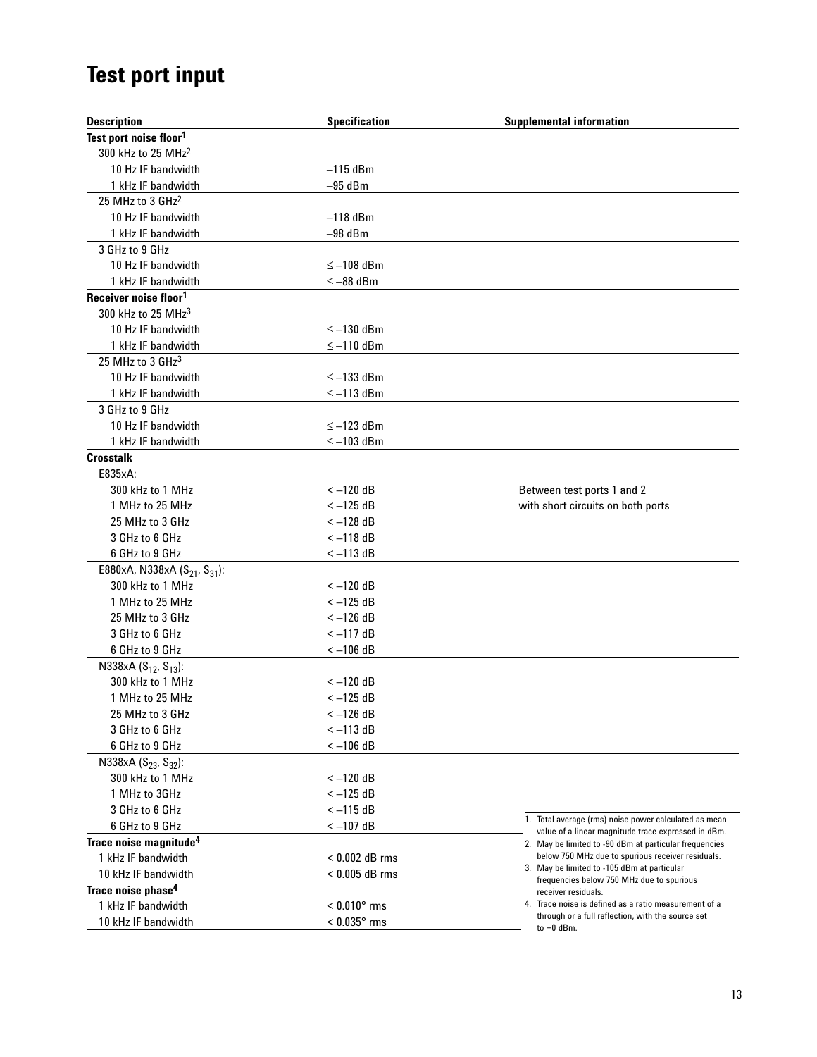# Test port input

| Description | Specification | Supplemental information |
|---|---|---|
| **Test port noise floor**[1] | | |
| 300 kHz to 25 MHz[2] | | |
| 10 Hz IF bandwidth | –115 dBm | |
| 1 kHz IF bandwidth | –95 dBm | |
| 25 MHz to 3 GHz[2] | | |
| 10 Hz IF bandwidth | –118 dBm | |
| 1 kHz IF bandwidth | –98 dBm | |
| 3 GHz to 9 GHz | | |
| 10 Hz IF bandwidth | ≤ –108 dBm | |
| 1 kHz IF bandwidth | ≤ –88 dBm | |
| **Receiver noise floor**[1] | | |
| 300 kHz to 25 MHz[3] | | |
| 10 Hz IF bandwidth | ≤ –130 dBm | |
| 1 kHz IF bandwidth | ≤ –110 dBm | |
| 25 MHz to 3 GHz[3] | | |
| 10 Hz IF bandwidth | ≤ –133 dBm | |
| 1 kHz IF bandwidth | ≤ –113 dBm | |
| 3 GHz to 9 GHz | | |
| 10 Hz IF bandwidth | ≤ –123 dBm | |
| 1 kHz IF bandwidth | ≤ –103 dBm | |
| **Crosstalk** | | |
| E835xA: | | |
| 300 kHz to 1 MHz | < –120 dB | Between test ports 1 and 2 |
| 1 MHz to 25 MHz | < –125 dB | with short circuits on both ports |
| 25 MHz to 3 GHz | < –128 dB | |
| 3 GHz to 6 GHz | < –118 dB | |
| 6 GHz to 9 GHz | < –113 dB | |
| E880xA, N338xA ($S_{21}$, $S_{31}$): | | |
| 300 kHz to 1 MHz | < –120 dB | |
| 1 MHz to 25 MHz | < –125 dB | |
| 25 MHz to 3 GHz | < –126 dB | |
| 3 GHz to 6 GHz | < –117 dB | |
| 6 GHz to 9 GHz | < –106 dB | |
| N338xA ($S_{12}$, $S_{13}$): | | |
| 300 kHz to 1 MHz | < –120 dB | |
| 1 MHz to 25 MHz | < –125 dB | |
| 25 MHz to 3 GHz | < –126 dB | |
| 3 GHz to 6 GHz | < –113 dB | |
| 6 GHz to 9 GHz | < –106 dB | |
| N338xA ($S_{23}$, $S_{32}$): | | |
| 300 kHz to 1 MHz | < –120 dB | |
| 1 MHz to 3GHz | < –125 dB | |
| 3 GHz to 6 GHz | < –115 dB | |
| 6 GHz to 9 GHz | < –107 dB | |
| **Trace noise magnitude**[4] | | |
| 1 kHz IF bandwidth | < 0.002 dB rms | |
| 10 kHz IF bandwidth | < 0.005 dB rms | |
| **Trace noise phase**[4] | | |
| 1 kHz IF bandwidth | < 0.010° rms | |
| 10 kHz IF bandwidth | < 0.035° rms | |

1. Total average (rms) noise power calculated as mean value of a linear magnitude trace expressed in dBm.
2. May be limited to -90 dBm at particular frequencies below 750 MHz due to spurious receiver residuals.
3. May be limited to -105 dBm at particular frequencies below 750 MHz due to spurious receiver residuals.
4. Trace noise is defined as a ratio measurement of a through or a full reflection, with the source set to +0 dBm.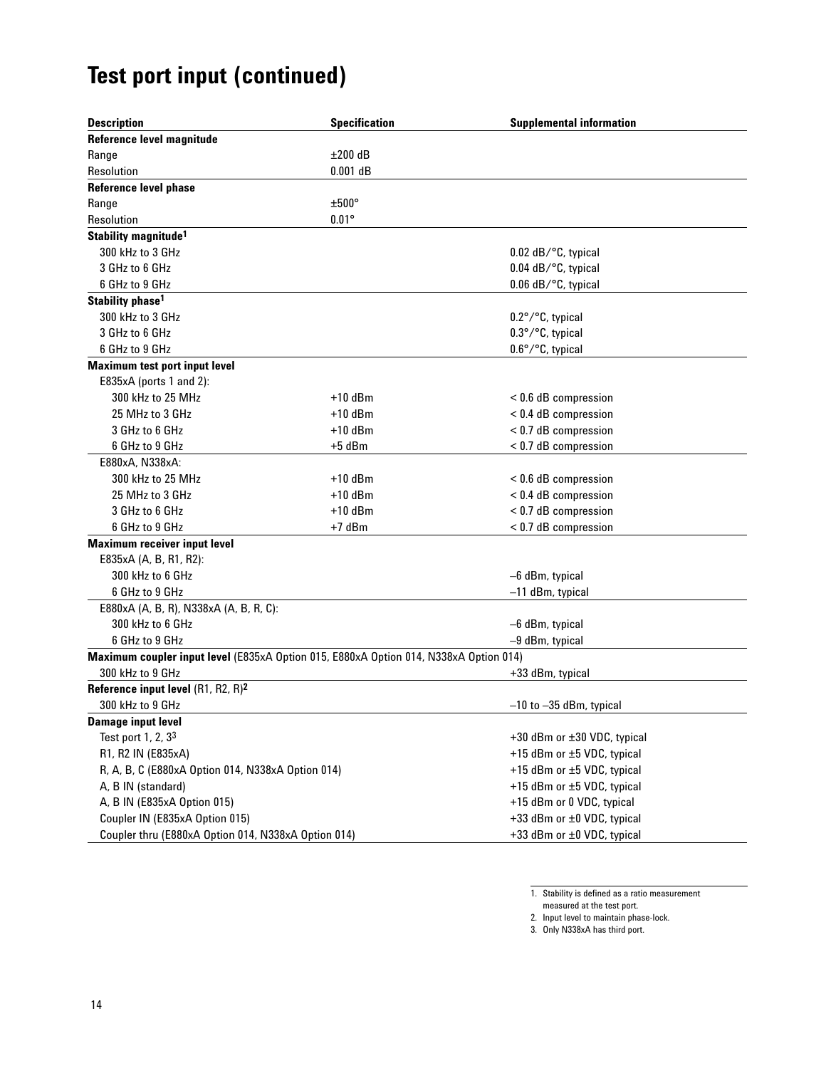# Test port input (continued)

| Description | Specification | Supplemental information |
|---|---|---|
| **Reference level magnitude** | | |
| Range | ±200 dB | |
| Resolution | 0.001 dB | |
| **Reference level phase** | | |
| Range | ±500° | |
| Resolution | 0.01° | |
| **Stability magnitude**[1] | | |
| 300 kHz to 3 GHz | | 0.02 dB/°C, typical |
| 3 GHz to 6 GHz | | 0.04 dB/°C, typical |
| 6 GHz to 9 GHz | | 0.06 dB/°C, typical |
| **Stability phase**[1] | | |
| 300 kHz to 3 GHz | | 0.2°/°C, typical |
| 3 GHz to 6 GHz | | 0.3°/°C, typical |
| 6 GHz to 9 GHz | | 0.6°/°C, typical |
| **Maximum test port input level** | | |
| E835xA (ports 1 and 2): | | |
| 300 kHz to 25 MHz | +10 dBm | < 0.6 dB compression |
| 25 MHz to 3 GHz | +10 dBm | < 0.4 dB compression |
| 3 GHz to 6 GHz | +10 dBm | < 0.7 dB compression |
| 6 GHz to 9 GHz | +5 dBm | < 0.7 dB compression |
| E880xA, N338xA: | | |
| 300 kHz to 25 MHz | +10 dBm | < 0.6 dB compression |
| 25 MHz to 3 GHz | +10 dBm | < 0.4 dB compression |
| 3 GHz to 6 GHz | +10 dBm | < 0.7 dB compression |
| 6 GHz to 9 GHz | +7 dBm | < 0.7 dB compression |
| **Maximum receiver input level** | | |
| E835xA (A, B, R1, R2): | | |
| 300 kHz to 6 GHz | | –6 dBm, typical |
| 6 GHz to 9 GHz | | –11 dBm, typical |
| E880xA (A, B, R), N338xA (A, B, R, C): | | |
| 300 kHz to 6 GHz | | –6 dBm, typical |
| 6 GHz to 9 GHz | | –9 dBm, typical |
| **Maximum coupler input level** (E835xA Option 015, E880xA Option 014, N338xA Option 014) | | |
| 300 kHz to 9 GHz | | +33 dBm, typical |
| **Reference input level** (R1, R2, R)[2] | | |
| 300 kHz to 9 GHz | | –10 to –35 dBm, typical |
| **Damage input level** | | |
| Test port 1, 2, 3[3] | | +30 dBm or ±30 VDC, typical |
| R1, R2 IN (E835xA) | | +15 dBm or ±5 VDC, typical |
| R, A, B, C (E880xA Option 014, N338xA Option 014) | | +15 dBm or ±5 VDC, typical |
| A, B IN (standard) | | +15 dBm or ±5 VDC, typical |
| A, B IN (E835xA Option 015) | | +15 dBm or 0 VDC, typical |
| Coupler IN (E835xA Option 015) | | +33 dBm or ±0 VDC, typical |
| Coupler thru (E880xA Option 014, N338xA Option 014) | | +33 dBm or ±0 VDC, typical |

1. Stability is defined as a ratio measurement measured at the test port.
2. Input level to maintain phase-lock.
3. Only N338xA has third port.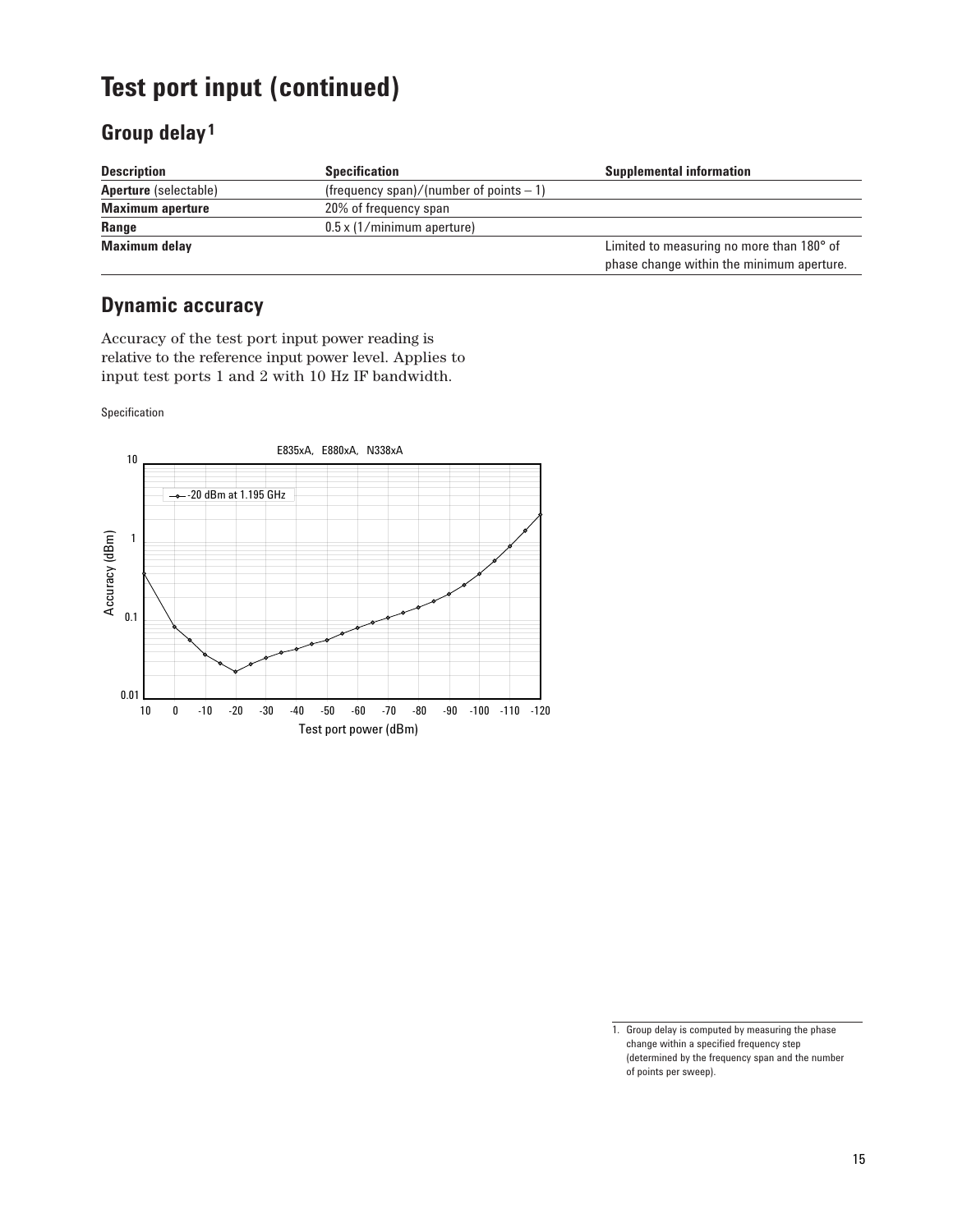# Test port input (continued)

## Group delay[1]

| Description | Specification | Supplemental information |
| --- | --- | --- |
| **Aperture** (selectable) | (frequency span)/(number of points – 1) | |
| **Maximum aperture** | 20% of frequency span | |
| **Range** | 0.5 x (1/minimum aperture) | |
| **Maximum delay** | | Limited to measuring no more than 180° of phase change within the minimum aperture. |

## Dynamic accuracy

Accuracy of the test port input power reading is relative to the reference input power level. Applies to input test ports 1 and 2 with 10 Hz IF bandwidth.

Specification

1. Group delay is computed by measuring the phase change within a specified frequency step (determined by the frequency span and the number of points per sweep).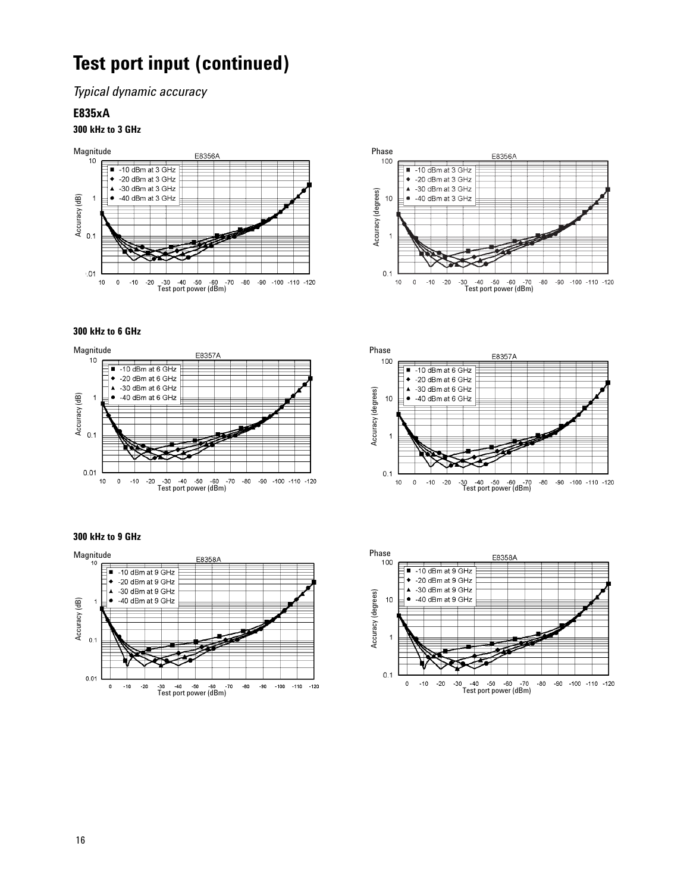# Test port input (continued)

*Typical dynamic accuracy*

### E835xA

#### 300 kHz to 3 GHz

#### 300 kHz to 6 GHz

#### 300 kHz to 9 GHz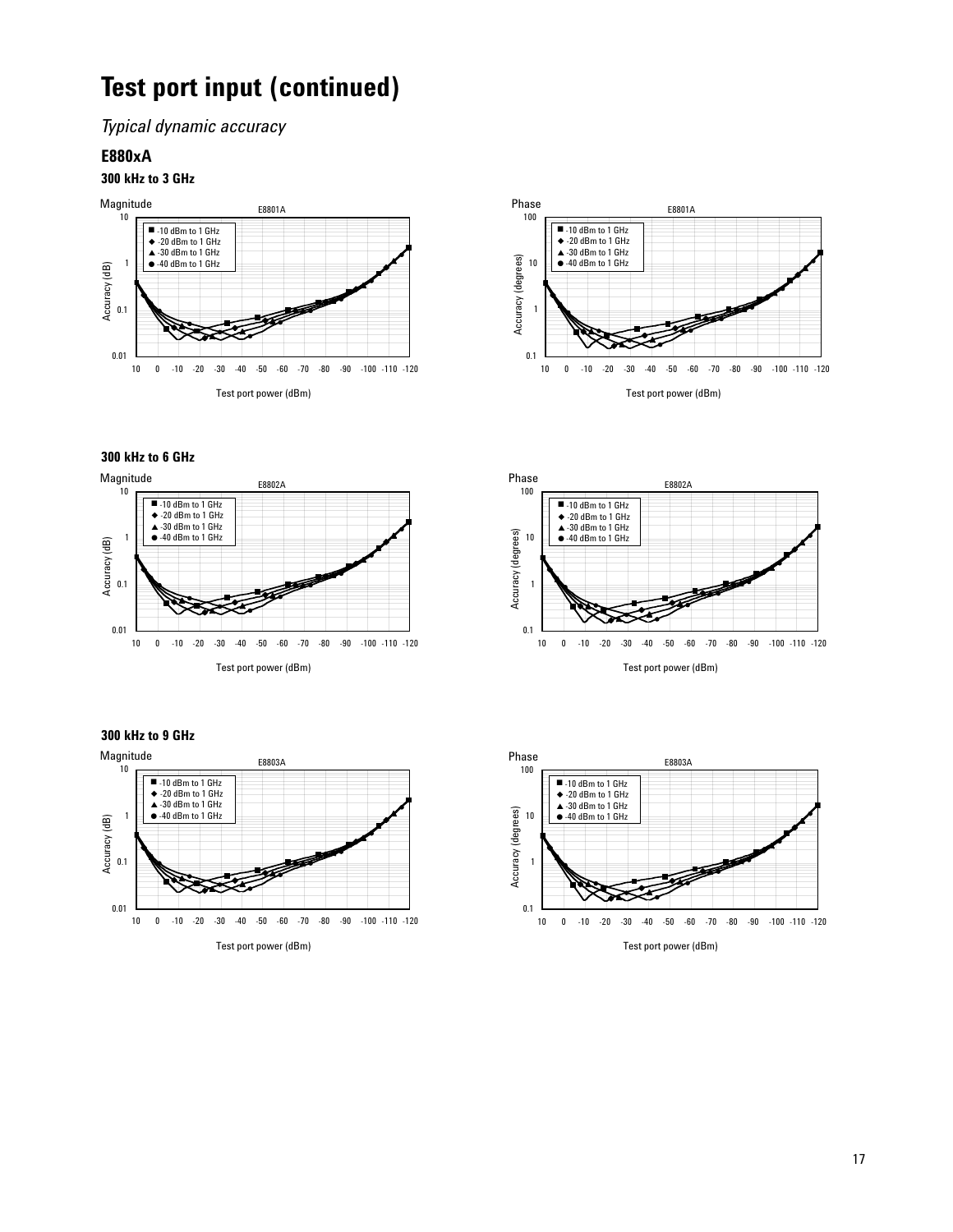# Test port input (continued)

*Typical dynamic accuracy*

### E880xA

#### 300 kHz to 3 GHz

Magnitude — E8801A

Accuracy (dB) vs. Test port power (dBm)

- ■ -10 dBm to 1 GHz
- ◆ -20 dBm to 1 GHz
- ▲ -30 dBm to 1 GHz
- ● -40 dBm to 1 GHz

Phase — E8801A

Accuracy (degrees) vs. Test port power (dBm)

- ■ -10 dBm to 1 GHz
- ◆ -20 dBm to 1 GHz
- ▲ -30 dBm to 1 GHz
- ● -40 dBm to 1 GHz

#### 300 kHz to 6 GHz

Magnitude — E8802A

Accuracy (dB) vs. Test port power (dBm)

- ■ -10 dBm to 1 GHz
- ◆ -20 dBm to 1 GHz
- ▲ -30 dBm to 1 GHz
- ● -40 dBm to 1 GHz

Phase — E8802A

Accuracy (degrees) vs. Test port power (dBm)

- ■ -10 dBm to 1 GHz
- ◆ -20 dBm to 1 GHz
- ▲ -30 dBm to 1 GHz
- ● -40 dBm to 1 GHz

#### 300 kHz to 9 GHz

Magnitude — E8803A

Accuracy (dB) vs. Test port power (dBm)

- ■ -10 dBm to 1 GHz
- ◆ -20 dBm to 1 GHz
- ▲ -30 dBm to 1 GHz
- ● -40 dBm to 1 GHz

Phase — E8803A

Accuracy (degrees) vs. Test port power (dBm)

- ■ -10 dBm to 1 GHz
- ◆ -20 dBm to 1 GHz
- ▲ -30 dBm to 1 GHz
- ● -40 dBm to 1 GHz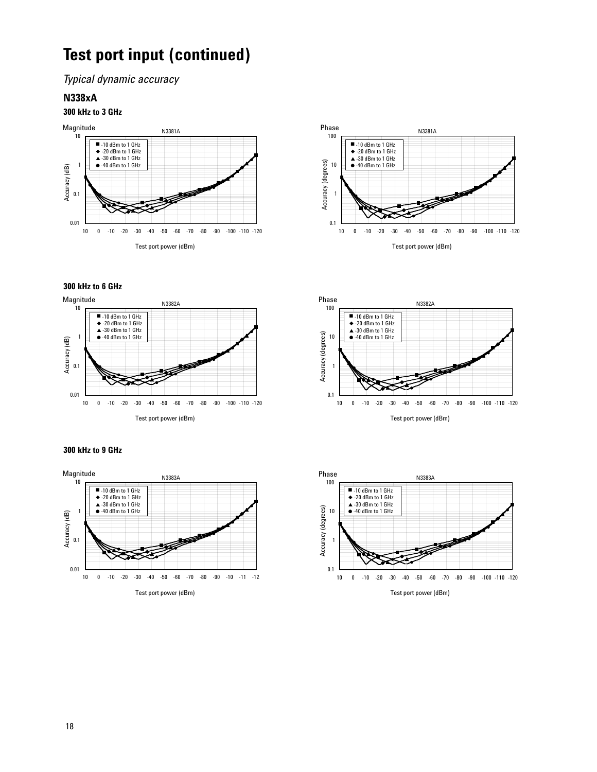# Test port input (continued)

*Typical dynamic accuracy*

## N338xA

### 300 kHz to 3 GHz

Magnitude — N3381A

- -10 dBm to 1 GHz
- -20 dBm to 1 GHz
- -30 dBm to 1 GHz
- -40 dBm to 1 GHz

Accuracy (dB)

Test port power (dBm)

Phase — N3381A

- -10 dBm to 1 GHz
- -20 dBm to 1 GHz
- -30 dBm to 1 GHz
- -40 dBm to 1 GHz

Accuracy (degrees)

Test port power (dBm)

### 300 kHz to 6 GHz

Magnitude — N3382A

- -10 dBm to 1 GHz
- -20 dBm to 1 GHz
- -30 dBm to 1 GHz
- -40 dBm to 1 GHz

Accuracy (dB)

Test port power (dBm)

Phase — N3382A

- -10 dBm to 1 GHz
- -20 dBm to 1 GHz
- -30 dBm to 1 GHz
- -40 dBm to 1 GHz

Accuracy (degrees)

Test port power (dBm)

### 300 kHz to 9 GHz

Magnitude — N3383A

- -10 dBm to 1 GHz
- -20 dBm to 1 GHz
- -30 dBm to 1 GHz
- -40 dBm to 1 GHz

Accuracy (dB)

Test port power (dBm)

Phase — N3383A

- -10 dBm to 1 GHz
- -20 dBm to 1 GHz
- -30 dBm to 1 GHz
- -40 dBm to 1 GHz

Accuracy (degrees)

Test port power (dBm)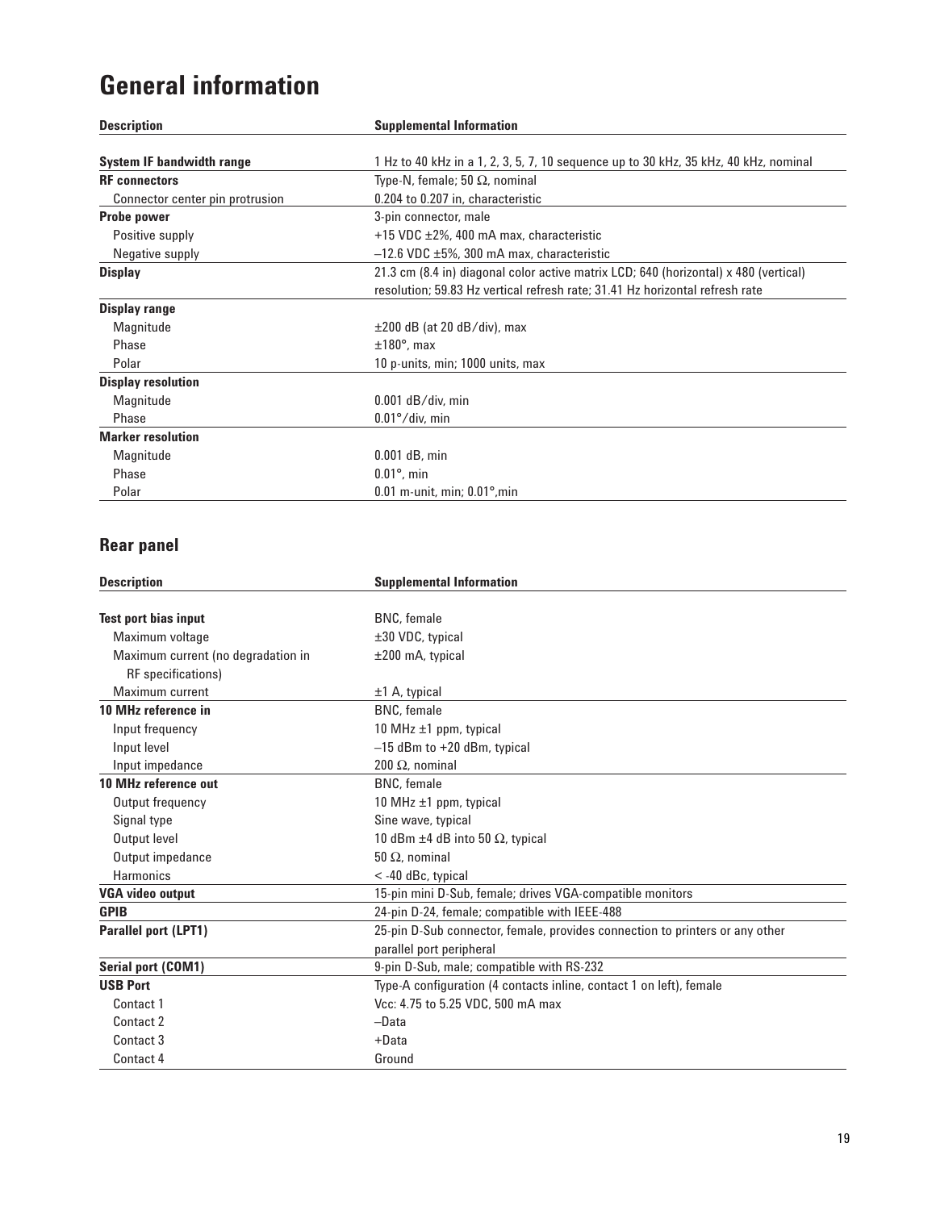# General information

| Description | Supplemental Information |
|---|---|
| **System IF bandwidth range** | 1 Hz to 40 kHz in a 1, 2, 3, 5, 7, 10 sequence up to 30 kHz, 35 kHz, 40 kHz, nominal |
| **RF connectors** | Type-N, female; 50 Ω, nominal |
| Connector center pin protrusion | 0.204 to 0.207 in, characteristic |
| **Probe power** | 3-pin connector, male |
| Positive supply | +15 VDC ±2%, 400 mA max, characteristic |
| Negative supply | –12.6 VDC ±5%, 300 mA max, characteristic |
| **Display** | 21.3 cm (8.4 in) diagonal color active matrix LCD; 640 (horizontal) x 480 (vertical) resolution; 59.83 Hz vertical refresh rate; 31.41 Hz horizontal refresh rate |
| **Display range** | |
| Magnitude | ±200 dB (at 20 dB/div), max |
| Phase | ±180°, max |
| Polar | 10 p-units, min; 1000 units, max |
| **Display resolution** | |
| Magnitude | 0.001 dB/div, min |
| Phase | 0.01°/div, min |
| **Marker resolution** | |
| Magnitude | 0.001 dB, min |
| Phase | 0.01°, min |
| Polar | 0.01 m-unit, min; 0.01°,min |

## Rear panel

| Description | Supplemental Information |
|---|---|
| **Test port bias input** | BNC, female |
| Maximum voltage | ±30 VDC, typical |
| Maximum current (no degradation in RF specifications) | ±200 mA, typical |
| Maximum current | ±1 A, typical |
| **10 MHz reference in** | BNC, female |
| Input frequency | 10 MHz ±1 ppm, typical |
| Input level | –15 dBm to +20 dBm, typical |
| Input impedance | 200 Ω, nominal |
| **10 MHz reference out** | BNC, female |
| Output frequency | 10 MHz ±1 ppm, typical |
| Signal type | Sine wave, typical |
| Output level | 10 dBm ±4 dB into 50 Ω, typical |
| Output impedance | 50 Ω, nominal |
| Harmonics | < -40 dBc, typical |
| **VGA video output** | 15-pin mini D-Sub, female; drives VGA-compatible monitors |
| **GPIB** | 24-pin D-24, female; compatible with IEEE-488 |
| **Parallel port (LPT1)** | 25-pin D-Sub connector, female, provides connection to printers or any other parallel port peripheral |
| **Serial port (COM1)** | 9-pin D-Sub, male; compatible with RS-232 |
| **USB Port** | Type-A configuration (4 contacts inline, contact 1 on left), female |
| Contact 1 | Vcc: 4.75 to 5.25 VDC, 500 mA max |
| Contact 2 | –Data |
| Contact 3 | +Data |
| Contact 4 | Ground |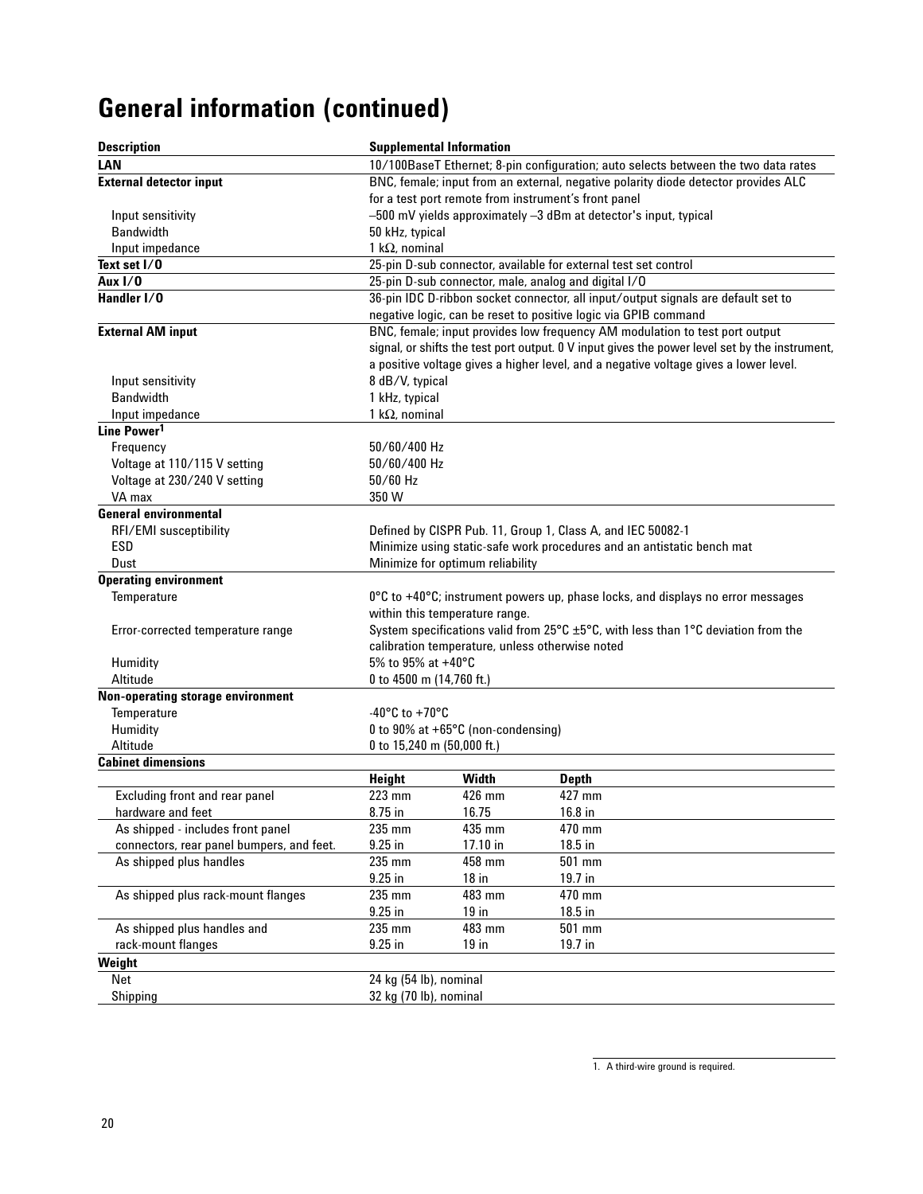# General information (continued)

| Description | Supplemental Information |
|---|---|
| **LAN** | 10/100BaseT Ethernet; 8-pin configuration; auto selects between the two data rates |
| **External detector input** | BNC, female; input from an external, negative polarity diode detector provides ALC for a test port remote from instrument's front panel |
| Input sensitivity | –500 mV yields approximately –3 dBm at detector's input, typical |
| Bandwidth | 50 kHz, typical |
| Input impedance | 1 kΩ, nominal |
| **Text set I/O** | 25-pin D-sub connector, available for external test set control |
| **Aux I/O** | 25-pin D-sub connector, male, analog and digital I/O |
| **Handler I/O** | 36-pin IDC D-ribbon socket connector, all input/output signals are default set to negative logic, can be reset to positive logic via GPIB command |
| **External AM input** | BNC, female; input provides low frequency AM modulation to test port output signal, or shifts the test port output. 0 V input gives the power level set by the instrument, a positive voltage gives a higher level, and a negative voltage gives a lower level. |
| Input sensitivity | 8 dB/V, typical |
| Bandwidth | 1 kHz, typical |
| Input impedance | 1 kΩ, nominal |
| **Line Power**[1] | |
| Frequency | 50/60/400 Hz |
| Voltage at 110/115 V setting | 50/60/400 Hz |
| Voltage at 230/240 V setting | 50/60 Hz |
| VA max | 350 W |
| **General environmental** | |
| RFI/EMI susceptibility | Defined by CISPR Pub. 11, Group 1, Class A, and IEC 50082-1 |
| ESD | Minimize using static-safe work procedures and an antistatic bench mat |
| Dust | Minimize for optimum reliability |
| **Operating environment** | |
| Temperature | 0°C to +40°C; instrument powers up, phase locks, and displays no error messages within this temperature range. |
| Error-corrected temperature range | System specifications valid from 25°C ±5°C, with less than 1°C deviation from the calibration temperature, unless otherwise noted |
| Humidity | 5% to 95% at +40°C |
| Altitude | 0 to 4500 m (14,760 ft.) |
| **Non-operating storage environment** | |
| Temperature | -40°C to +70°C |
| Humidity | 0 to 90% at +65°C (non-condensing) |
| Altitude | 0 to 15,240 m (50,000 ft.) |

**Cabinet dimensions**

| | Height | Width | Depth |
|---|---|---|---|
| Excluding front and rear panel hardware and feet | 223 mm<br>8.75 in | 426 mm<br>16.75 | 427 mm<br>16.8 in |
| As shipped - includes front panel connectors, rear panel bumpers, and feet. | 235 mm<br>9.25 in | 435 mm<br>17.10 in | 470 mm<br>18.5 in |
| As shipped plus handles | 235 mm<br>9.25 in | 458 mm<br>18 in | 501 mm<br>19.7 in |
| As shipped plus rack-mount flanges | 235 mm<br>9.25 in | 483 mm<br>19 in | 470 mm<br>18.5 in |
| As shipped plus handles and rack-mount flanges | 235 mm<br>9.25 in | 483 mm<br>19 in | 501 mm<br>19.7 in |

**Weight**

| | |
|---|---|
| Net | 24 kg (54 lb), nominal |
| Shipping | 32 kg (70 lb), nominal |

1. A third-wire ground is required.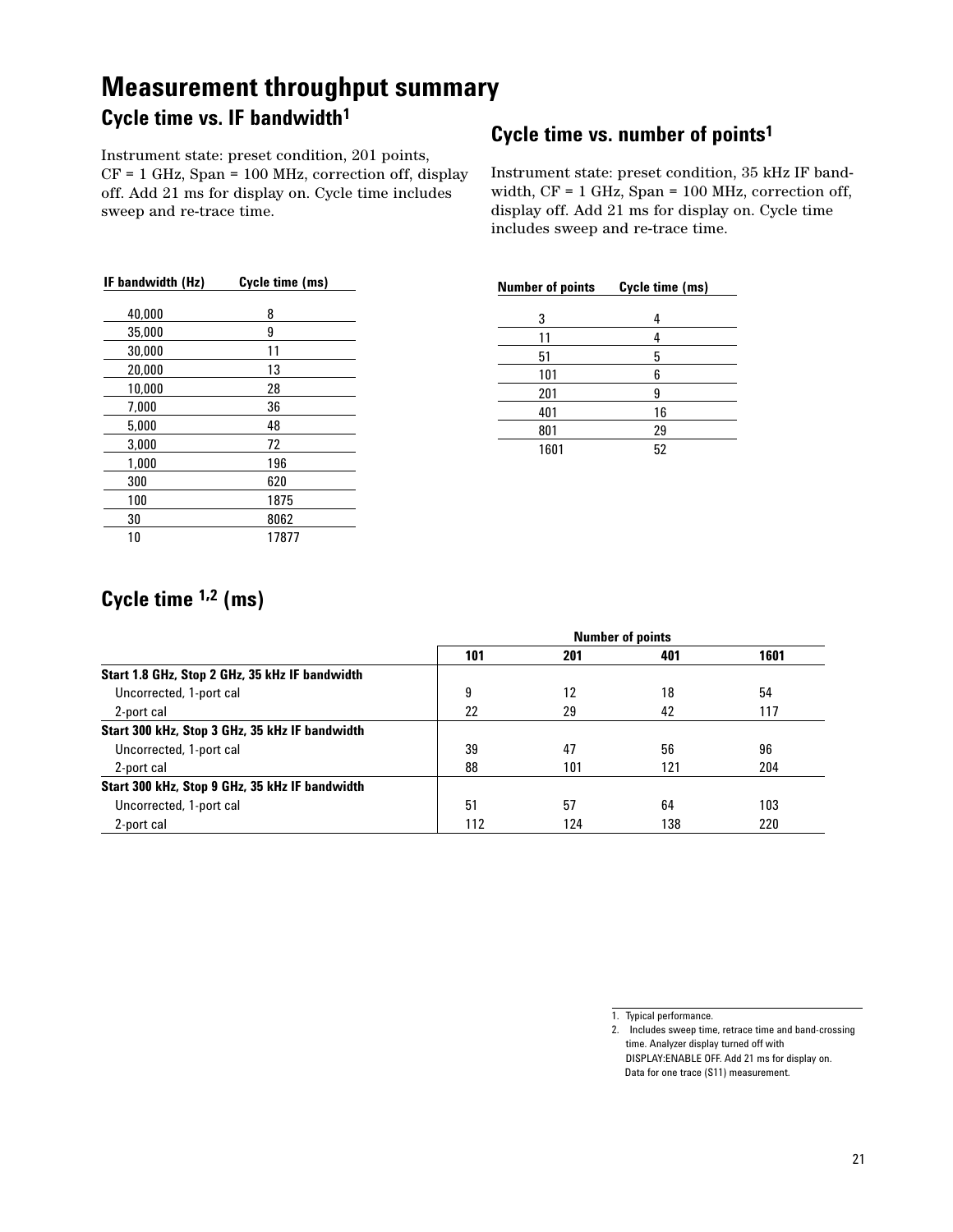# Measurement throughput summary

## Cycle time vs. IF bandwidth[1]

Instrument state: preset condition, 201 points, CF = 1 GHz, Span = 100 MHz, correction off, display off. Add 21 ms for display on. Cycle time includes sweep and re-trace time.

| IF bandwidth (Hz) | Cycle time (ms) |
|---|---|
| 40,000 | 8 |
| 35,000 | 9 |
| 30,000 | 11 |
| 20,000 | 13 |
| 10,000 | 28 |
| 7,000 | 36 |
| 5,000 | 48 |
| 3,000 | 72 |
| 1,000 | 196 |
| 300 | 620 |
| 100 | 1875 |
| 30 | 8062 |
| 10 | 17877 |

## Cycle time vs. number of points[1]

Instrument state: preset condition, 35 kHz IF bandwidth, CF = 1 GHz, Span = 100 MHz, correction off, display off. Add 21 ms for display on. Cycle time includes sweep and re-trace time.

| Number of points | Cycle time (ms) |
|---|---|
| 3 | 4 |
| 11 | 4 |
| 51 | 5 |
| 101 | 6 |
| 201 | 9 |
| 401 | 16 |
| 801 | 29 |
| 1601 | 52 |

## Cycle time [1,2] (ms)

| | Number of points | | | |
|---|---|---|---|---|
| | 101 | 201 | 401 | 1601 |
| **Start 1.8 GHz, Stop 2 GHz, 35 kHz IF bandwidth** | | | | |
| Uncorrected, 1-port cal | 9 | 12 | 18 | 54 |
| 2-port cal | 22 | 29 | 42 | 117 |
| **Start 300 kHz, Stop 3 GHz, 35 kHz IF bandwidth** | | | | |
| Uncorrected, 1-port cal | 39 | 47 | 56 | 96 |
| 2-port cal | 88 | 101 | 121 | 204 |
| **Start 300 kHz, Stop 9 GHz, 35 kHz IF bandwidth** | | | | |
| Uncorrected, 1-port cal | 51 | 57 | 64 | 103 |
| 2-port cal | 112 | 124 | 138 | 220 |

1. Typical performance.
2. Includes sweep time, retrace time and band-crossing time. Analyzer display turned off with DISPLAY:ENABLE OFF. Add 21 ms for display on. Data for one trace (S11) measurement.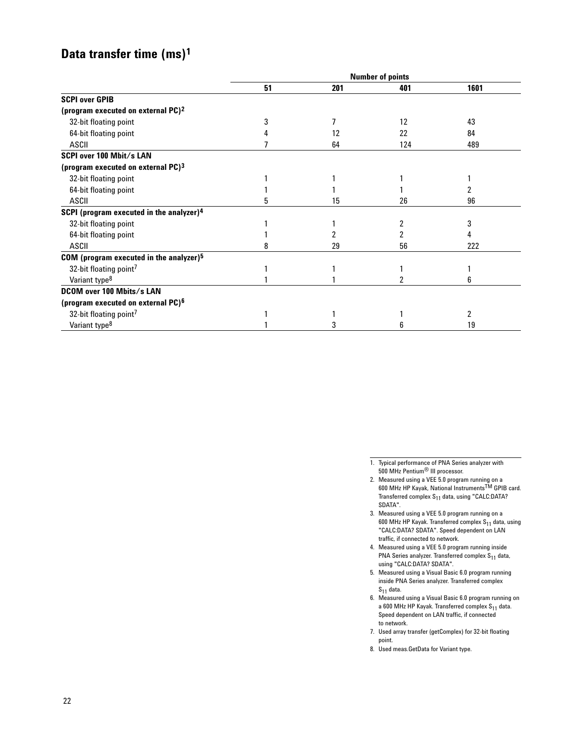## Data transfer time (ms)[1]

| | Number of points | | | |
|---|---|---|---|---|
| | 51 | 201 | 401 | 1601 |
| **SCPI over GPIB (program executed on external PC)[2]** | | | | |
| 32-bit floating point | 3 | 7 | 12 | 43 |
| 64-bit floating point | 4 | 12 | 22 | 84 |
| ASCII | 7 | 64 | 124 | 489 |
| **SCPI over 100 Mbit/s LAN (program executed on external PC)[3]** | | | | |
| 32-bit floating point | 1 | 1 | 1 | 1 |
| 64-bit floating point | 1 | 1 | 1 | 2 |
| ASCII | 5 | 15 | 26 | 96 |
| **SCPI (program executed in the analyzer)[4]** | | | | |
| 32-bit floating point | 1 | 1 | 2 | 3 |
| 64-bit floating point | 1 | 2 | 2 | 4 |
| ASCII | 8 | 29 | 56 | 222 |
| **COM (program executed in the analyzer)[5]** | | | | |
| 32-bit floating point[7] | 1 | 1 | 1 | 1 |
| Variant type[8] | 1 | 1 | 2 | 6 |
| **DCOM over 100 Mbits/s LAN (program executed on external PC)[6]** | | | | |
| 32-bit floating point[7] | 1 | 1 | 1 | 2 |
| Variant type[8] | 1 | 3 | 6 | 19 |

1. Typical performance of PNA Series analyzer with 500 MHz Pentium® III processor.
2. Measured using a VEE 5.0 program running on a 600 MHz HP Kayak, National Instruments™ GPIB card. Transferred complex $S_{11}$ data, using "CALC:DATA? SDATA".
3. Measured using a VEE 5.0 program running on a 600 MHz HP Kayak. Transferred complex $S_{11}$ data, using "CALC:DATA? SDATA". Speed dependent on LAN traffic, if connected to network.
4. Measured using a VEE 5.0 program running inside PNA Series analyzer. Transferred complex $S_{11}$ data, using "CALC:DATA? SDATA".
5. Measured using a Visual Basic 6.0 program running inside PNA Series analyzer. Transferred complex $S_{11}$ data.
6. Measured using a Visual Basic 6.0 program running on a 600 MHz HP Kayak. Transferred complex $S_{11}$ data. Speed dependent on LAN traffic, if connected to network.
7. Used array transfer (getComplex) for 32-bit floating point.
8. Used meas.GetData for Variant type.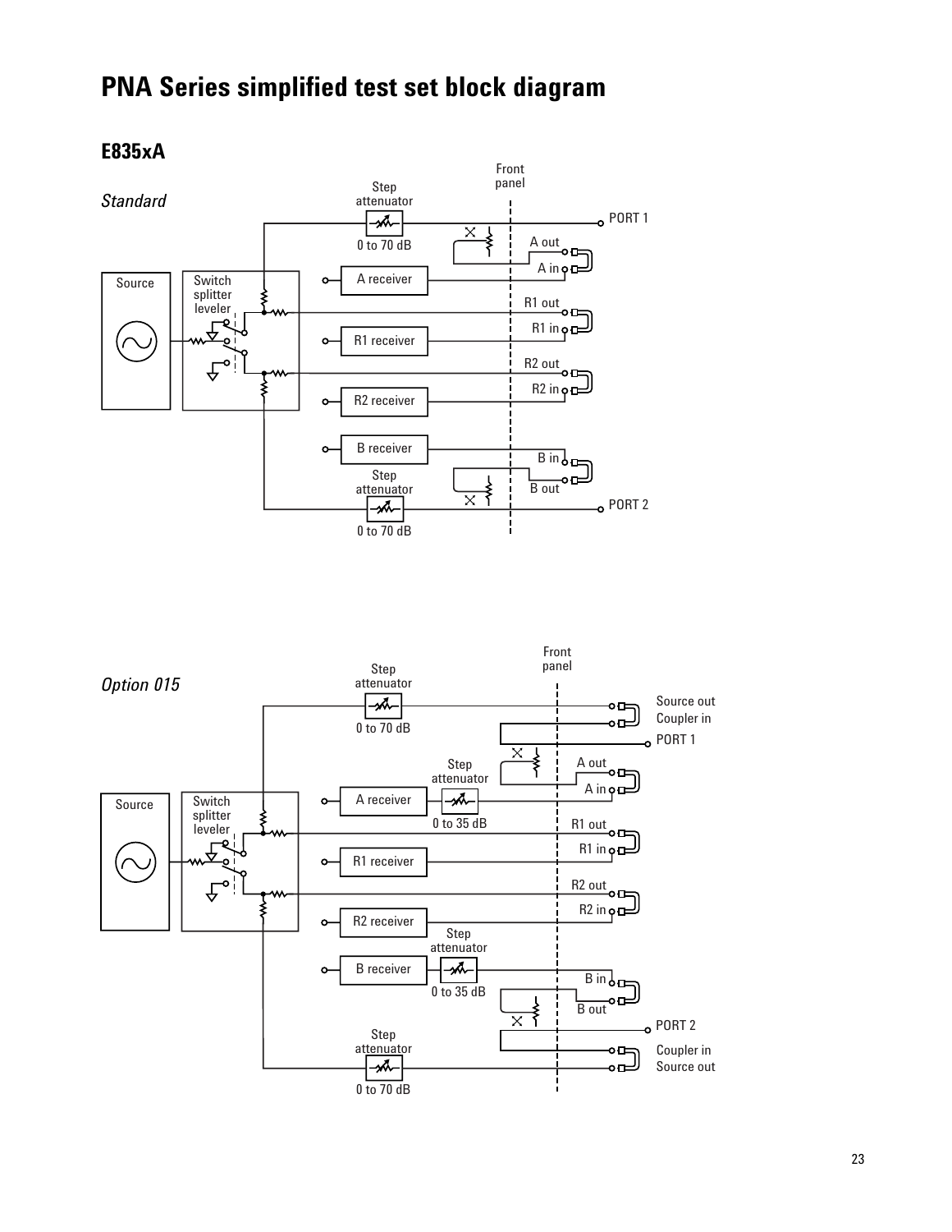# PNA Series simplified test set block diagram

## E835xA

*Standard*

Front panel

Step attenuator

0 to 70 dB

PORT 1

A out

A in

Source

Switch splitter leveler

A receiver

R1 out

R1 in

R1 receiver

R2 out

R2 in

R2 receiver

B receiver

B in

B out

Step attenuator

0 to 70 dB

PORT 2

*Option 015*

Front panel

Step attenuator

0 to 70 dB

Source out

Coupler in

PORT 1

Step attenuator

A out

A in

Source

Switch splitter leveler

A receiver

0 to 35 dB

R1 out

R1 in

R1 receiver

R2 out

R2 in

R2 receiver

Step attenuator

B receiver

0 to 35 dB

B in

B out

PORT 2

Step attenuator

Coupler in

Source out

0 to 70 dB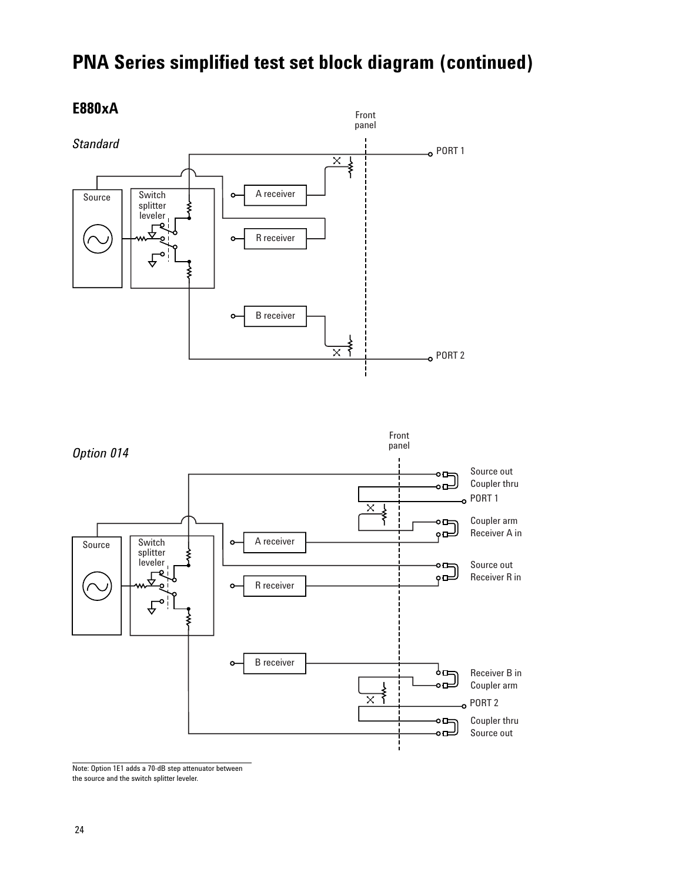# PNA Series simplified test set block diagram (continued)

## E880xA

*Standard*

Front panel

Source | Switch splitter leveler | A receiver | R receiver | B receiver | PORT 1 | PORT 2

*Option 014*

Front panel

Source | Switch splitter leveler | A receiver | R receiver | B receiver

Source out
Coupler thru
PORT 1
Coupler arm
Receiver A in
Source out
Receiver R in
Receiver B in
Coupler arm
PORT 2
Coupler thru
Source out

Note: Option 1E1 adds a 70-dB step attenuator between the source and the switch splitter leveler.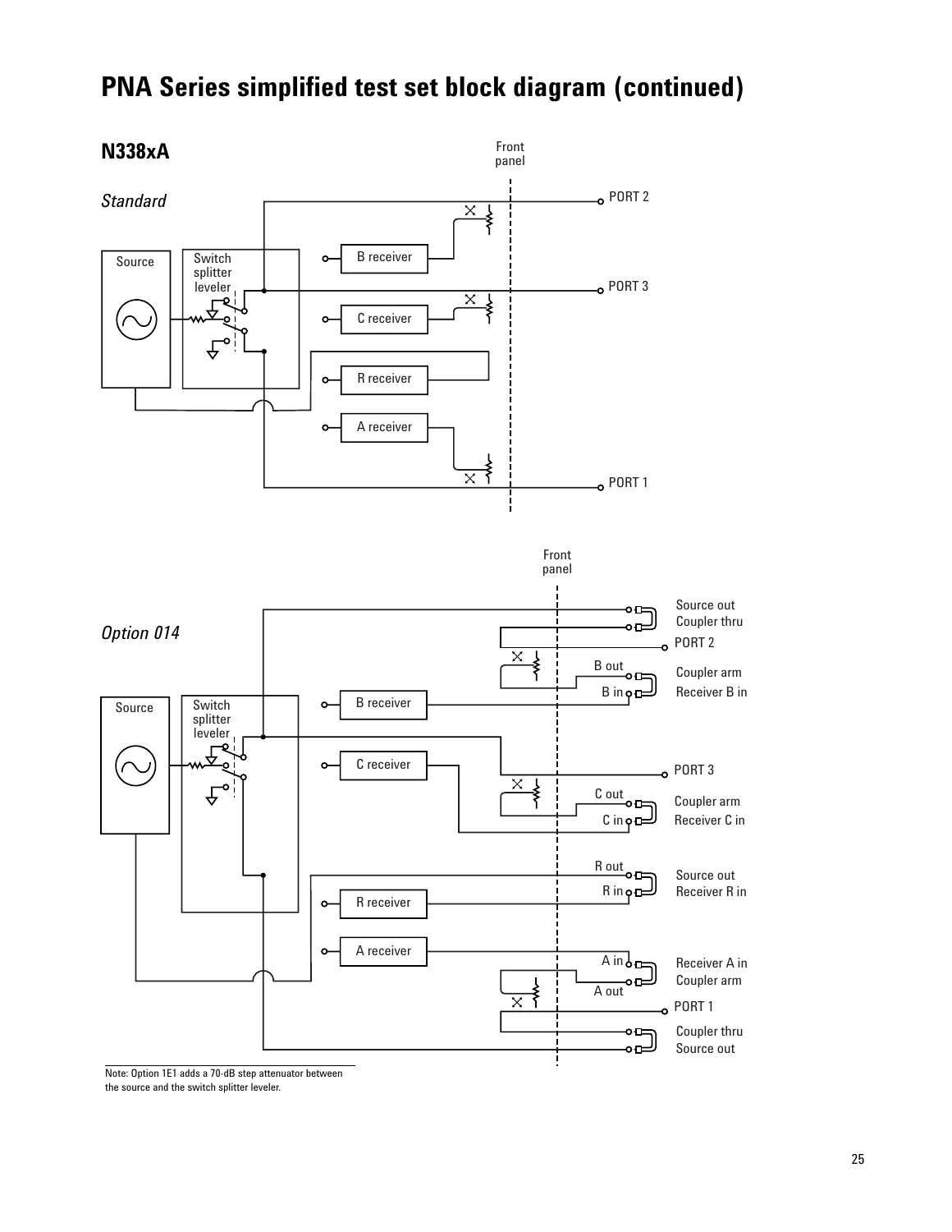# PNA Series simplified test set block diagram (continued)

## N338xA

*Standard*

Front panel

Source

Switch splitter leveler

B receiver

C receiver

R receiver

A receiver

PORT 2

PORT 3

PORT 1

*Option 014*

Front panel

Source

Switch splitter leveler

B receiver

C receiver

R receiver

A receiver

Source out
Coupler thru
PORT 2
B out
B in
Coupler arm
Receiver B in
PORT 3
C out
C in
Coupler arm
Receiver C in
R out
R in
Source out
Receiver R in
A in
A out
Receiver A in
Coupler arm
PORT 1
Coupler thru
Source out

Note: Option 1E1 adds a 70-dB step attenuator between the source and the switch splitter leveler.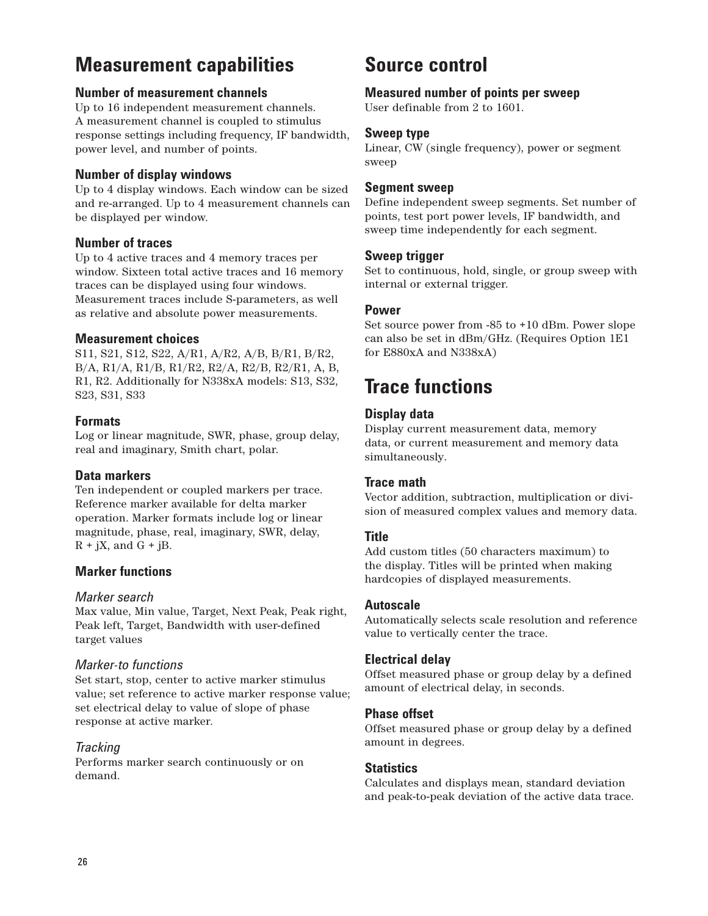# Measurement capabilities

## Number of measurement channels

Up to 16 independent measurement channels. A measurement channel is coupled to stimulus response settings including frequency, IF bandwidth, power level, and number of points.

## Number of display windows

Up to 4 display windows. Each window can be sized and re-arranged. Up to 4 measurement channels can be displayed per window.

## Number of traces

Up to 4 active traces and 4 memory traces per window. Sixteen total active traces and 16 memory traces can be displayed using four windows. Measurement traces include S-parameters, as well as relative and absolute power measurements.

## Measurement choices

S11, S21, S12, S22, A/R1, A/R2, A/B, B/R1, B/R2, B/A, R1/A, R1/B, R1/R2, R2/A, R2/B, R2/R1, A, B, R1, R2. Additionally for N338xA models: S13, S32, S23, S31, S33

## Formats

Log or linear magnitude, SWR, phase, group delay, real and imaginary, Smith chart, polar.

## Data markers

Ten independent or coupled markers per trace. Reference marker available for delta marker operation. Marker formats include log or linear magnitude, phase, real, imaginary, SWR, delay, R + jX, and G + jB.

## Marker functions

### *Marker search*

Max value, Min value, Target, Next Peak, Peak right, Peak left, Target, Bandwidth with user-defined target values

### *Marker-to functions*

Set start, stop, center to active marker stimulus value; set reference to active marker response value; set electrical delay to value of slope of phase response at active marker.

### *Tracking*

Performs marker search continuously or on demand.

# Source control

## Measured number of points per sweep

User definable from 2 to 1601.

## Sweep type

Linear, CW (single frequency), power or segment sweep

## Segment sweep

Define independent sweep segments. Set number of points, test port power levels, IF bandwidth, and sweep time independently for each segment.

## Sweep trigger

Set to continuous, hold, single, or group sweep with internal or external trigger.

## Power

Set source power from -85 to +10 dBm. Power slope can also be set in dBm/GHz. (Requires Option 1E1 for E880xA and N338xA)

# Trace functions

## Display data

Display current measurement data, memory data, or current measurement and memory data simultaneously.

## Trace math

Vector addition, subtraction, multiplication or division of measured complex values and memory data.

## Title

Add custom titles (50 characters maximum) to the display. Titles will be printed when making hardcopies of displayed measurements.

## Autoscale

Automatically selects scale resolution and reference value to vertically center the trace.

## Electrical delay

Offset measured phase or group delay by a defined amount of electrical delay, in seconds.

## Phase offset

Offset measured phase or group delay by a defined amount in degrees.

## Statistics

Calculates and displays mean, standard deviation and peak-to-peak deviation of the active data trace.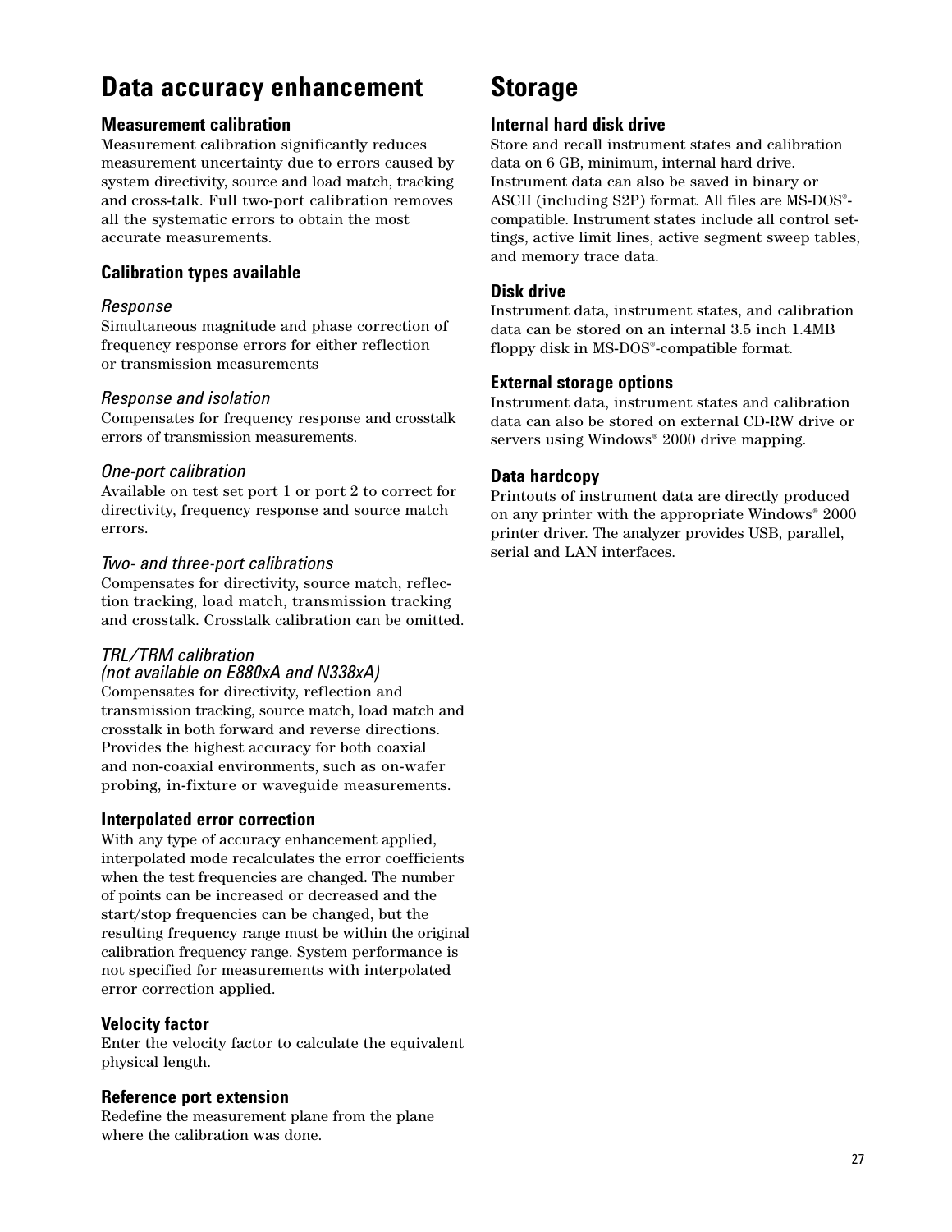# Data accuracy enhancement

### Measurement calibration

Measurement calibration significantly reduces measurement uncertainty due to errors caused by system directivity, source and load match, tracking and cross-talk. Full two-port calibration removes all the systematic errors to obtain the most accurate measurements.

### Calibration types available

*Response*

Simultaneous magnitude and phase correction of frequency response errors for either reflection or transmission measurements

*Response and isolation*

Compensates for frequency response and crosstalk errors of transmission measurements.

*One-port calibration*

Available on test set port 1 or port 2 to correct for directivity, frequency response and source match errors.

*Two- and three-port calibrations*

Compensates for directivity, source match, reflection tracking, load match, transmission tracking and crosstalk. Crosstalk calibration can be omitted.

*TRL/TRM calibration (not available on E880xA and N338xA)*

Compensates for directivity, reflection and transmission tracking, source match, load match and crosstalk in both forward and reverse directions. Provides the highest accuracy for both coaxial and non-coaxial environments, such as on-wafer probing, in-fixture or waveguide measurements.

### Interpolated error correction

With any type of accuracy enhancement applied, interpolated mode recalculates the error coefficients when the test frequencies are changed. The number of points can be increased or decreased and the start/stop frequencies can be changed, but the resulting frequency range must be within the original calibration frequency range. System performance is not specified for measurements with interpolated error correction applied.

### Velocity factor

Enter the velocity factor to calculate the equivalent physical length.

### Reference port extension

Redefine the measurement plane from the plane where the calibration was done.

# Storage

### Internal hard disk drive

Store and recall instrument states and calibration data on 6 GB, minimum, internal hard drive. Instrument data can also be saved in binary or ASCII (including S2P) format. All files are MS-DOS®-compatible. Instrument states include all control settings, active limit lines, active segment sweep tables, and memory trace data.

### Disk drive

Instrument data, instrument states, and calibration data can be stored on an internal 3.5 inch 1.4MB floppy disk in MS-DOS®-compatible format.

### External storage options

Instrument data, instrument states and calibration data can also be stored on external CD-RW drive or servers using Windows® 2000 drive mapping.

### Data hardcopy

Printouts of instrument data are directly produced on any printer with the appropriate Windows® 2000 printer driver. The analyzer provides USB, parallel, serial and LAN interfaces.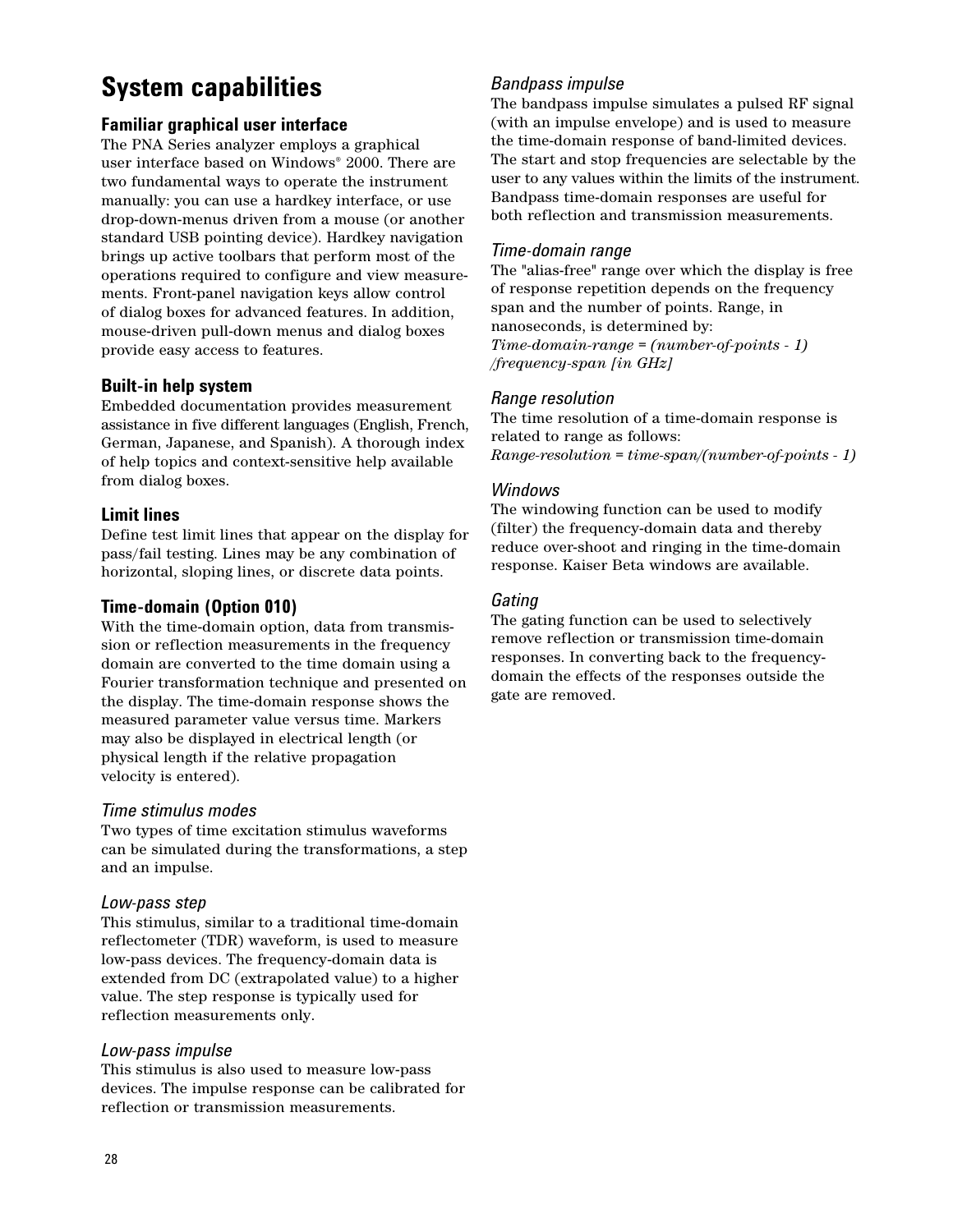# System capabilities

## Familiar graphical user interface

The PNA Series analyzer employs a graphical user interface based on Windows® 2000. There are two fundamental ways to operate the instrument manually: you can use a hardkey interface, or use drop-down-menus driven from a mouse (or another standard USB pointing device). Hardkey navigation brings up active toolbars that perform most of the operations required to configure and view measurements. Front-panel navigation keys allow control of dialog boxes for advanced features. In addition, mouse-driven pull-down menus and dialog boxes provide easy access to features.

## Built-in help system

Embedded documentation provides measurement assistance in five different languages (English, French, German, Japanese, and Spanish). A thorough index of help topics and context-sensitive help available from dialog boxes.

## Limit lines

Define test limit lines that appear on the display for pass/fail testing. Lines may be any combination of horizontal, sloping lines, or discrete data points.

## Time-domain (Option 010)

With the time-domain option, data from transmission or reflection measurements in the frequency domain are converted to the time domain using a Fourier transformation technique and presented on the display. The time-domain response shows the measured parameter value versus time. Markers may also be displayed in electrical length (or physical length if the relative propagation velocity is entered).

### *Time stimulus modes*

Two types of time excitation stimulus waveforms can be simulated during the transformations, a step and an impulse.

### *Low-pass step*

This stimulus, similar to a traditional time-domain reflectometer (TDR) waveform, is used to measure low-pass devices. The frequency-domain data is extended from DC (extrapolated value) to a higher value. The step response is typically used for reflection measurements only.

### *Low-pass impulse*

This stimulus is also used to measure low-pass devices. The impulse response can be calibrated for reflection or transmission measurements.

### *Bandpass impulse*

The bandpass impulse simulates a pulsed RF signal (with an impulse envelope) and is used to measure the time-domain response of band-limited devices. The start and stop frequencies are selectable by the user to any values within the limits of the instrument. Bandpass time-domain responses are useful for both reflection and transmission measurements.

### *Time-domain range*

The "alias-free" range over which the display is free of response repetition depends on the frequency span and the number of points. Range, in nanoseconds, is determined by:

*Time-domain-range = (number-of-points - 1) /frequency-span [in GHz]*

### *Range resolution*

The time resolution of a time-domain response is related to range as follows:

*Range-resolution = time-span/(number-of-points - 1)*

### *Windows*

The windowing function can be used to modify (filter) the frequency-domain data and thereby reduce over-shoot and ringing in the time-domain response. Kaiser Beta windows are available.

### *Gating*

The gating function can be used to selectively remove reflection or transmission time-domain responses. In converting back to the frequency-domain the effects of the responses outside the gate are removed.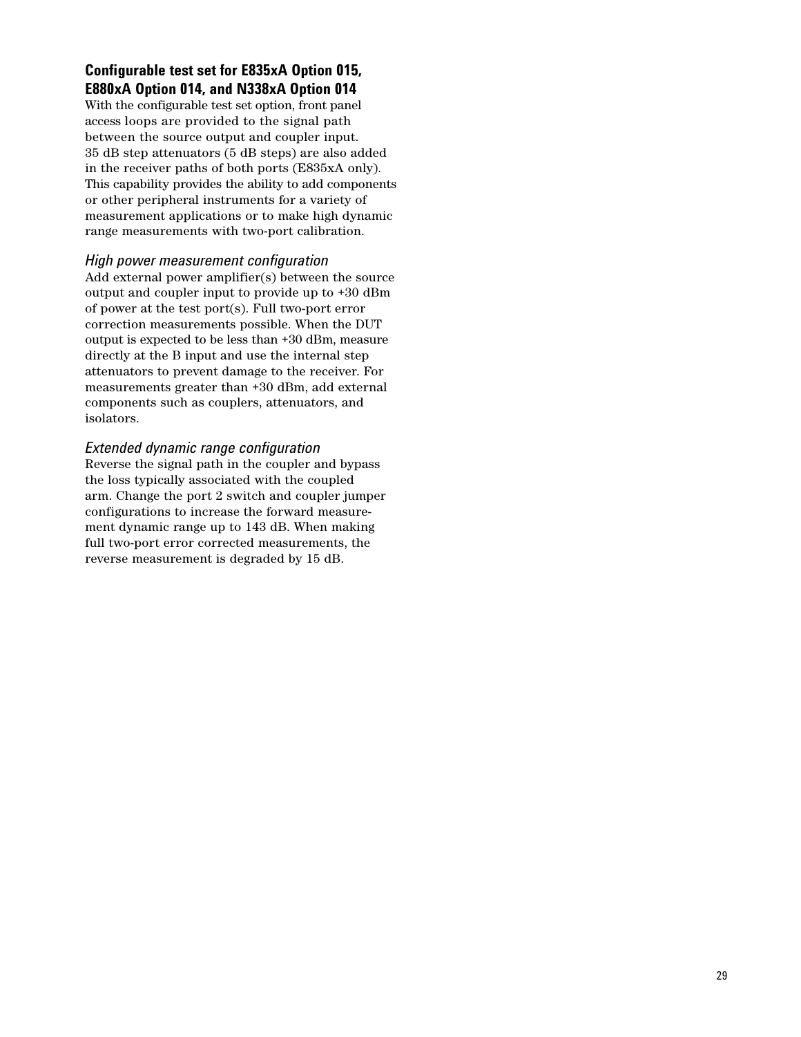### Configurable test set for E835xA Option 015, E880xA Option 014, and N338xA Option 014

With the configurable test set option, front panel access loops are provided to the signal path between the source output and coupler input. 35 dB step attenuators (5 dB steps) are also added in the receiver paths of both ports (E835xA only). This capability provides the ability to add components or other peripheral instruments for a variety of measurement applications or to make high dynamic range measurements with two-port calibration.

#### *High power measurement configuration*

Add external power amplifier(s) between the source output and coupler input to provide up to +30 dBm of power at the test port(s). Full two-port error correction measurements possible. When the DUT output is expected to be less than +30 dBm, measure directly at the B input and use the internal step attenuators to prevent damage to the receiver. For measurements greater than +30 dBm, add external components such as couplers, attenuators, and isolators.

#### *Extended dynamic range configuration*

Reverse the signal path in the coupler and bypass the loss typically associated with the coupled arm. Change the port 2 switch and coupler jumper configurations to increase the forward measurement dynamic range up to 143 dB. When making full two-port error corrected measurements, the reverse measurement is degraded by 15 dB.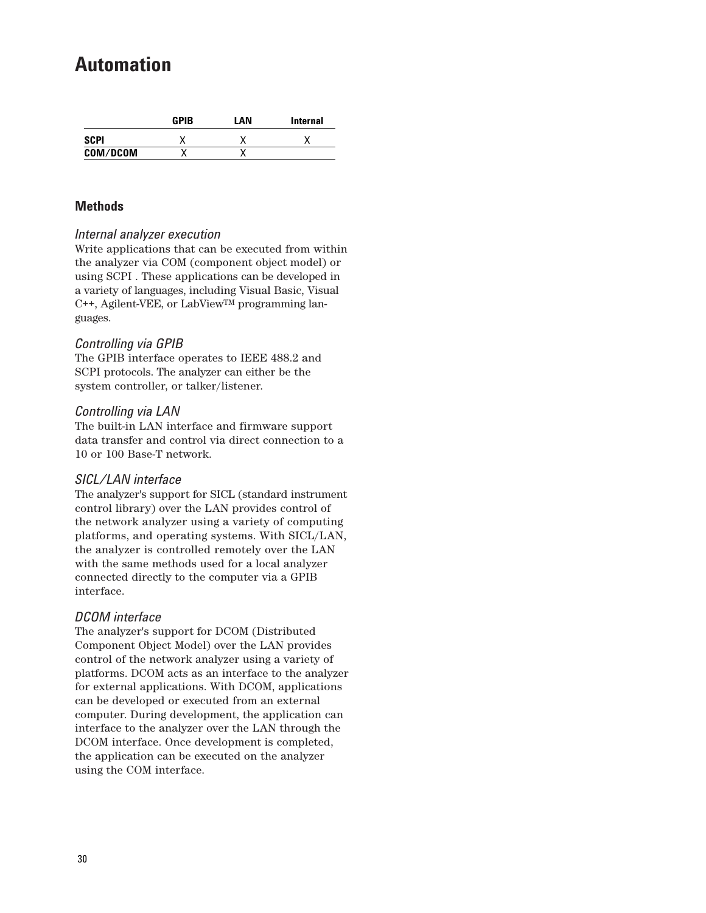# Automation

|  | GPIB | LAN | Internal |
| --- | --- | --- | --- |
| **SCPI** | X | X | X |
| **COM/DCOM** | X | X |  |

## Methods

### *Internal analyzer execution*

Write applications that can be executed from within the analyzer via COM (component object model) or using SCPI . These applications can be developed in a variety of languages, including Visual Basic, Visual C++, Agilent-VEE, or LabView™ programming languages.

### *Controlling via GPIB*

The GPIB interface operates to IEEE 488.2 and SCPI protocols. The analyzer can either be the system controller, or talker/listener.

### *Controlling via LAN*

The built-in LAN interface and firmware support data transfer and control via direct connection to a 10 or 100 Base-T network.

### *SICL/LAN interface*

The analyzer's support for SICL (standard instrument control library) over the LAN provides control of the network analyzer using a variety of computing platforms, and operating systems. With SICL/LAN, the analyzer is controlled remotely over the LAN with the same methods used for a local analyzer connected directly to the computer via a GPIB interface.

### *DCOM interface*

The analyzer's support for DCOM (Distributed Component Object Model) over the LAN provides control of the network analyzer using a variety of platforms. DCOM acts as an interface to the analyzer for external applications. With DCOM, applications can be developed or executed from an external computer. During development, the application can interface to the analyzer over the LAN through the DCOM interface. Once development is completed, the application can be executed on the analyzer using the COM interface.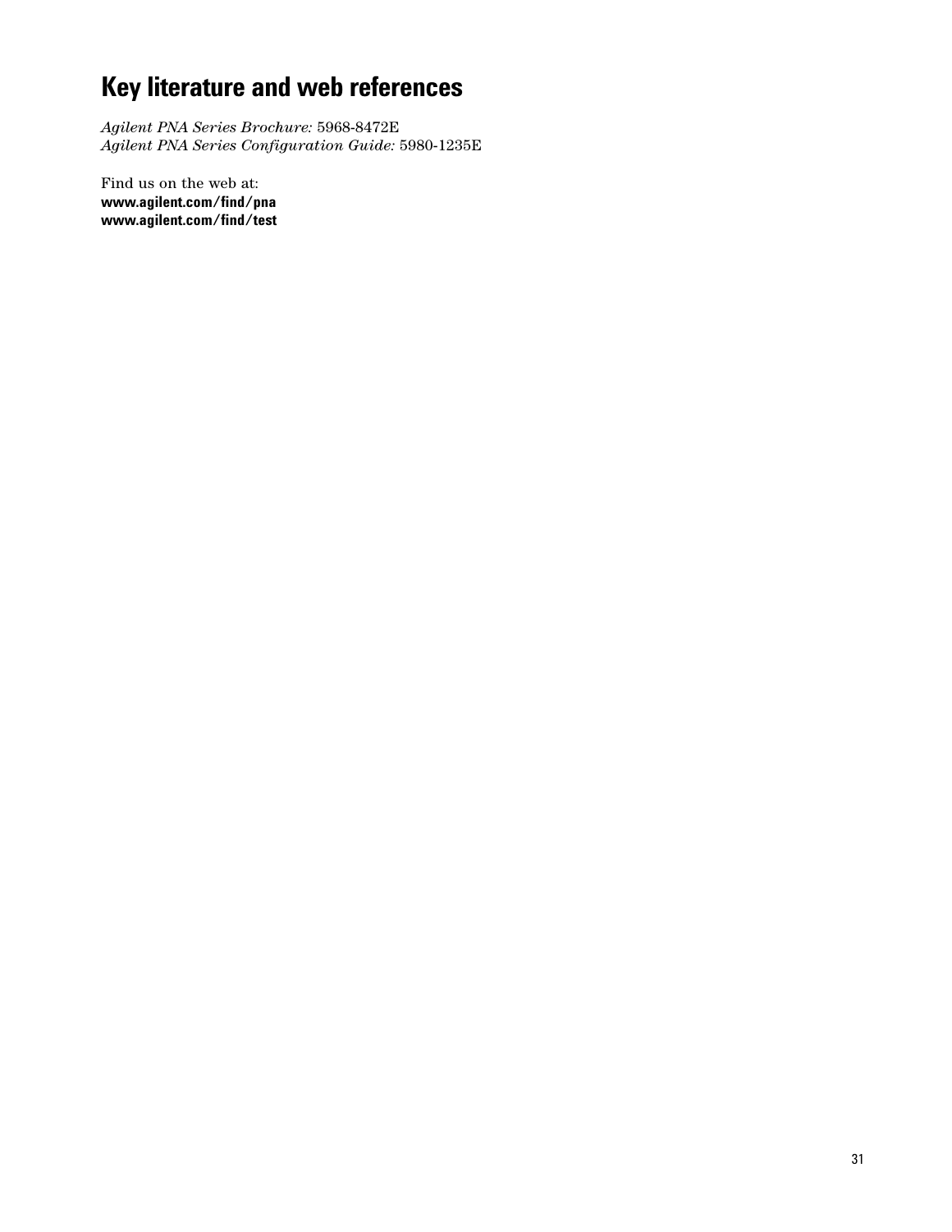# Key literature and web references

*Agilent PNA Series Brochure:* 5968-8472E
*Agilent PNA Series Configuration Guide:* 5980-1235E

Find us on the web at:
**www.agilent.com/find/pna**
**www.agilent.com/find/test**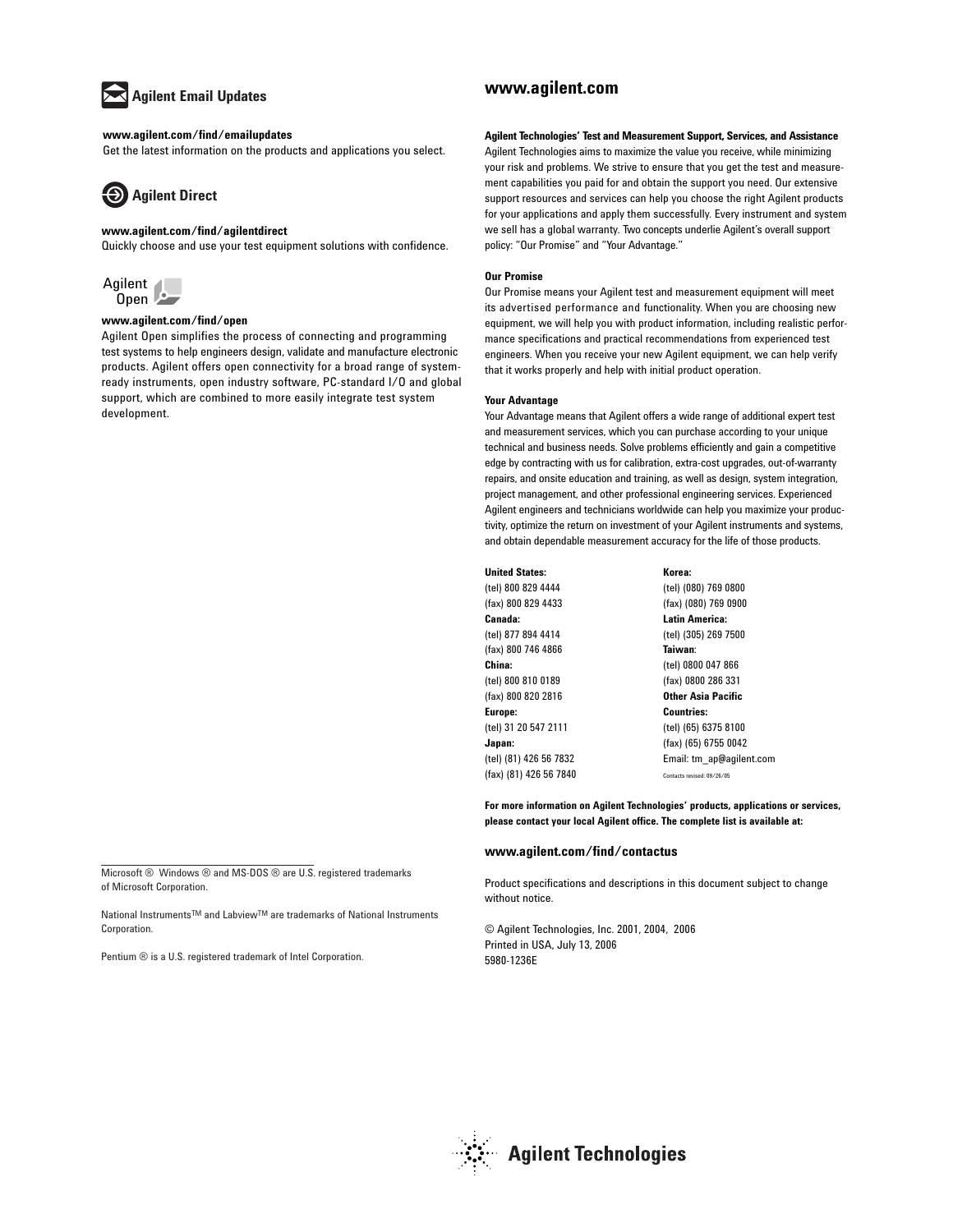## Agilent Email Updates

**www.agilent.com/find/emailupdates**
Get the latest information on the products and applications you select.

## Agilent Direct

**www.agilent.com/find/agilentdirect**
Quickly choose and use your test equipment solutions with confidence.

## Agilent Open

**www.agilent.com/find/open**
Agilent Open simplifies the process of connecting and programming test systems to help engineers design, validate and manufacture electronic products. Agilent offers open connectivity for a broad range of system-ready instruments, open industry software, PC-standard I/O and global support, which are combined to more easily integrate test system development.

## www.agilent.com

**Agilent Technologies' Test and Measurement Support, Services, and Assistance**
Agilent Technologies aims to maximize the value you receive, while minimizing your risk and problems. We strive to ensure that you get the test and measurement capabilities you paid for and obtain the support you need. Our extensive support resources and services can help you choose the right Agilent products for your applications and apply them successfully. Every instrument and system we sell has a global warranty. Two concepts underlie Agilent's overall support policy: "Our Promise" and "Your Advantage."

**Our Promise**
Our Promise means your Agilent test and measurement equipment will meet its advertised performance and functionality. When you are choosing new equipment, we will help you with product information, including realistic performance specifications and practical recommendations from experienced test engineers. When you receive your new Agilent equipment, we can help verify that it works properly and help with initial product operation.

**Your Advantage**
Your Advantage means that Agilent offers a wide range of additional expert test and measurement services, which you can purchase according to your unique technical and business needs. Solve problems efficiently and gain a competitive edge by contracting with us for calibration, extra-cost upgrades, out-of-warranty repairs, and onsite education and training, as well as design, system integration, project management, and other professional engineering services. Experienced Agilent engineers and technicians worldwide can help you maximize your productivity, optimize the return on investment of your Agilent instruments and systems, and obtain dependable measurement accuracy for the life of those products.

**United States:**
(tel) 800 829 4444
(fax) 800 829 4433
**Canada:**
(tel) 877 894 4414
(fax) 800 746 4866
**China:**
(tel) 800 810 0189
(fax) 800 820 2816
**Europe:**
(tel) 31 20 547 2111
**Japan:**
(tel) (81) 426 56 7832
(fax) (81) 426 56 7840
**Korea:**
(tel) (080) 769 0800
(fax) (080) 769 0900
**Latin America:**
(tel) (305) 269 7500
**Taiwan**:
(tel) 0800 047 866
(fax) 0800 286 331
**Other Asia Pacific Countries:**
(tel) (65) 6375 8100
(fax) (65) 6755 0042
Email: tm_ap@agilent.com

Contacts revised: 09/26/05

**For more information on Agilent Technologies' products, applications or services, please contact your local Agilent office. The complete list is available at:**

**www.agilent.com/find/contactus**

Product specifications and descriptions in this document subject to change without notice.

© Agilent Technologies, Inc. 2001, 2004, 2006
Printed in USA, July 13, 2006
5980-1236E

---

Microsoft ® Windows ® and MS-DOS ® are U.S. registered trademarks of Microsoft Corporation.

National Instruments™ and Labview™ are trademarks of National Instruments Corporation.

Pentium ® is a U.S. registered trademark of Intel Corporation.

Agilent Technologies